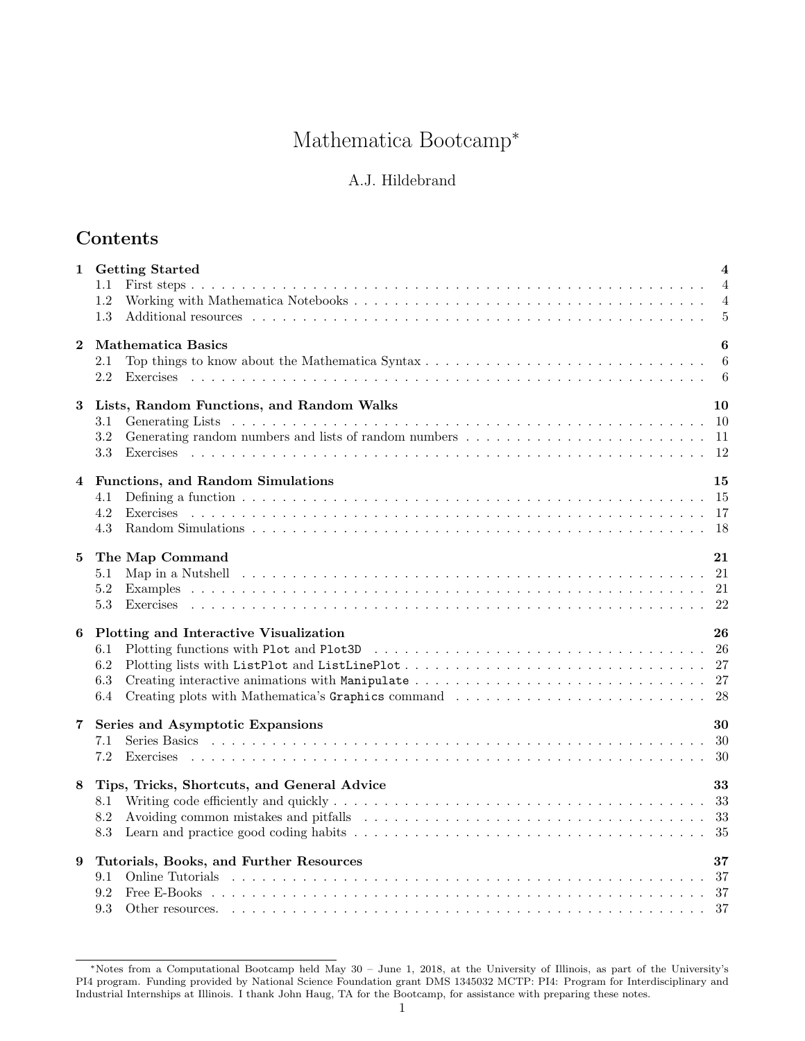# Mathematica Bootcamp*

A.J. Hildebrand

## Contents

**1 Getting Started** **4**
- 1.1 First steps . . . 4
- 1.2 Working with Mathematica Notebooks . . . 4
- 1.3 Additional resources . . . 5

**2 Mathematica Basics** **6**
- 2.1 Top things to know about the Mathematica Syntax . . . 6
- 2.2 Exercises . . . 6

**3 Lists, Random Functions, and Random Walks** **10**
- 3.1 Generating Lists . . . 10
- 3.2 Generating random numbers and lists of random numbers . . . 11
- 3.3 Exercises . . . 12

**4 Functions, and Random Simulations** **15**
- 4.1 Defining a function . . . 15
- 4.2 Exercises . . . 17
- 4.3 Random Simulations . . . 18

**5 The Map Command** **21**
- 5.1 Map in a Nutshell . . . 21
- 5.2 Examples . . . 21
- 5.3 Exercises . . . 22

**6 Plotting and Interactive Visualization** **26**
- 6.1 Plotting functions with `Plot` and `Plot3D` . . . 26
- 6.2 Plotting lists with `ListPlot` and `ListLinePlot` . . . 27
- 6.3 Creating interactive animations with `Manipulate` . . . 27
- 6.4 Creating plots with Mathematica's `Graphics` command . . . 28

**7 Series and Asymptotic Expansions** **30**
- 7.1 Series Basics . . . 30
- 7.2 Exercises . . . 30

**8 Tips, Tricks, Shortcuts, and General Advice** **33**
- 8.1 Writing code efficiently and quickly . . . 33
- 8.2 Avoiding common mistakes and pitfalls . . . 33
- 8.3 Learn and practice good coding habits . . . 35

**9 Tutorials, Books, and Further Resources** **37**
- 9.1 Online Tutorials . . . 37
- 9.2 Free E-Books . . . 37
- 9.3 Other resources. . . . 37

---

*Notes from a Computational Bootcamp held May 30 – June 1, 2018, at the University of Illinois, as part of the University's PI4 program. Funding provided by National Science Foundation grant DMS 1345032 MCTP: PI4: Program for Interdisciplinary and Industrial Internships at Illinois. I thank John Haug, TA for the Bootcamp, for assistance with preparing these notes.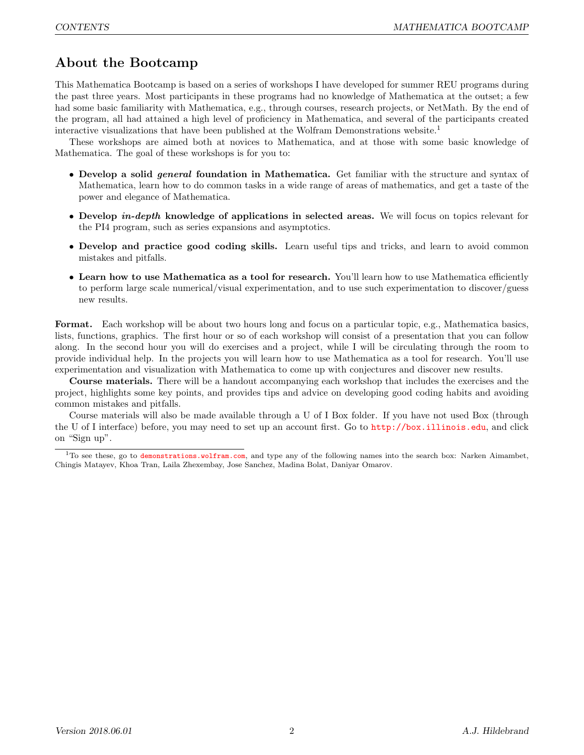## About the Bootcamp

This Mathematica Bootcamp is based on a series of workshops I have developed for summer REU programs during the past three years. Most participants in these programs had no knowledge of Mathematica at the outset; a few had some basic familiarity with Mathematica, e.g., through courses, research projects, or NetMath. By the end of the program, all had attained a high level of proficiency in Mathematica, and several of the participants created interactive visualizations that have been published at the Wolfram Demonstrations website.[1]

These workshops are aimed both at novices to Mathematica, and at those with some basic knowledge of Mathematica. The goal of these workshops is for you to:

- **Develop a solid *general* foundation in Mathematica.** Get familiar with the structure and syntax of Mathematica, learn how to do common tasks in a wide range of areas of mathematics, and get a taste of the power and elegance of Mathematica.
- **Develop *in-depth* knowledge of applications in selected areas.** We will focus on topics relevant for the PI4 program, such as series expansions and asymptotics.
- **Develop and practice good coding skills.** Learn useful tips and tricks, and learn to avoid common mistakes and pitfalls.
- **Learn how to use Mathematica as a tool for research.** You'll learn how to use Mathematica efficiently to perform large scale numerical/visual experimentation, and to use such experimentation to discover/guess new results.

**Format.** Each workshop will be about two hours long and focus on a particular topic, e.g., Mathematica basics, lists, functions, graphics. The first hour or so of each workshop will consist of a presentation that you can follow along. In the second hour you will do exercises and a project, while I will be circulating through the room to provide individual help. In the projects you will learn how to use Mathematica as a tool for research. You'll use experimentation and visualization with Mathematica to come up with conjectures and discover new results.

**Course materials.** There will be a handout accompanying each workshop that includes the exercises and the project, highlights some key points, and provides tips and advice on developing good coding habits and avoiding common mistakes and pitfalls.

Course materials will also be made available through a U of I Box folder. If you have not used Box (through the U of I interface) before, you may need to set up an account first. Go to http://box.illinois.edu, and click on "Sign up".

[1] To see these, go to demonstrations.wolfram.com, and type any of the following names into the search box: Narken Aimambet, Chingis Matayev, Khoa Tran, Laila Zhexembay, Jose Sanchez, Madina Bolat, Daniyar Omarov.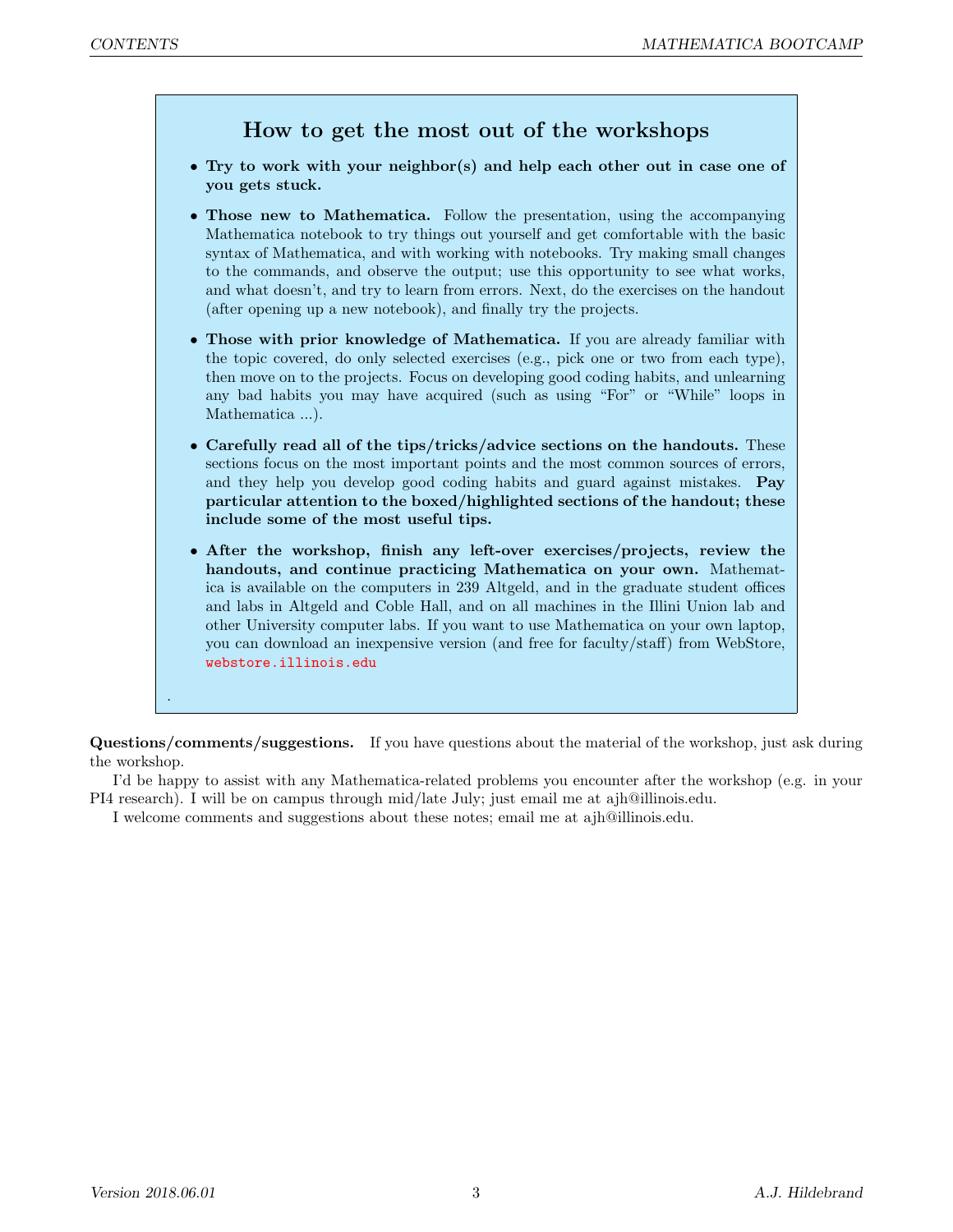## How to get the most out of the workshops

- **Try to work with your neighbor(s) and help each other out in case one of you gets stuck.**
- **Those new to Mathematica.** Follow the presentation, using the accompanying Mathematica notebook to try things out yourself and get comfortable with the basic syntax of Mathematica, and with working with notebooks. Try making small changes to the commands, and observe the output; use this opportunity to see what works, and what doesn't, and try to learn from errors. Next, do the exercises on the handout (after opening up a new notebook), and finally try the projects.
- **Those with prior knowledge of Mathematica.** If you are already familiar with the topic covered, do only selected exercises (e.g., pick one or two from each type), then move on to the projects. Focus on developing good coding habits, and unlearning any bad habits you may have acquired (such as using "For" or "While" loops in Mathematica ...).
- **Carefully read all of the tips/tricks/advice sections on the handouts.** These sections focus on the most important points and the most common sources of errors, and they help you develop good coding habits and guard against mistakes. **Pay particular attention to the boxed/highlighted sections of the handout; these include some of the most useful tips.**
- **After the workshop, finish any left-over exercises/projects, review the handouts, and continue practicing Mathematica on your own.** Mathematica is available on the computers in 239 Altgeld, and in the graduate student offices and labs in Altgeld and Coble Hall, and on all machines in the Illini Union lab and other University computer labs. If you want to use Mathematica on your own laptop, you can download an inexpensive version (and free for faculty/staff) from WebStore, webstore.illinois.edu

.

**Questions/comments/suggestions.** If you have questions about the material of the workshop, just ask during the workshop.

I'd be happy to assist with any Mathematica-related problems you encounter after the workshop (e.g. in your PI4 research). I will be on campus through mid/late July; just email me at ajh@illinois.edu.

I welcome comments and suggestions about these notes; email me at ajh@illinois.edu.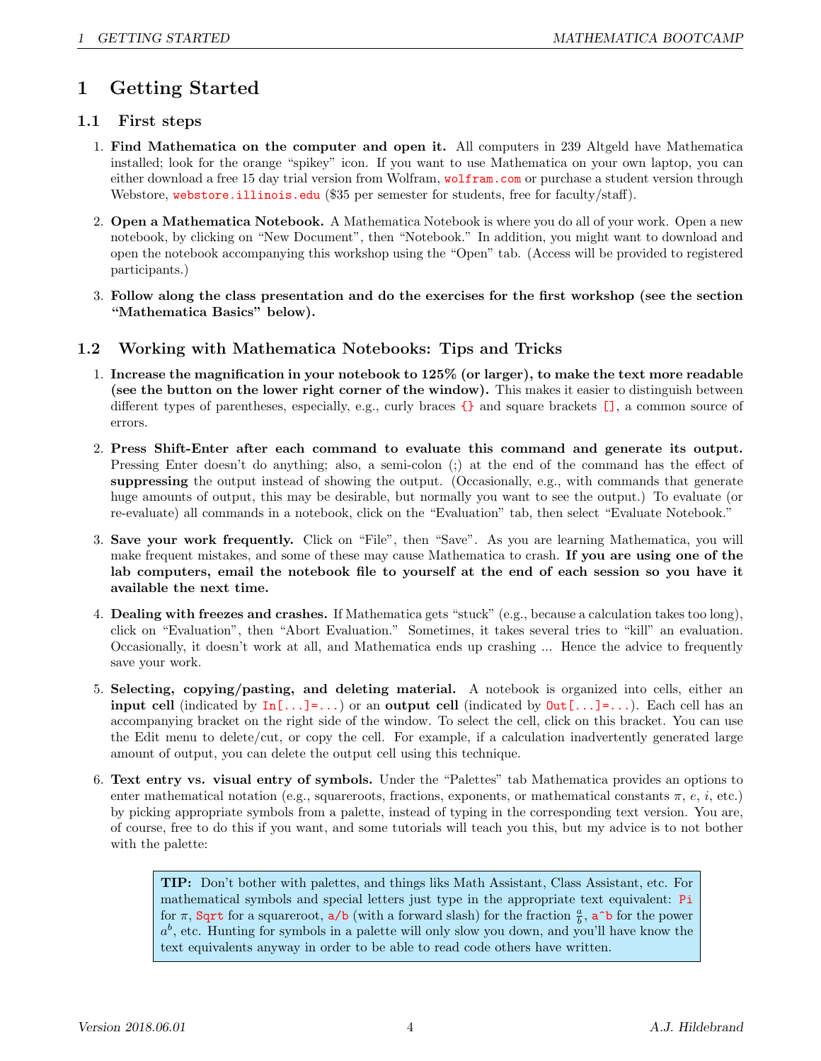# 1 Getting Started

## 1.1 First steps

1. **Find Mathematica on the computer and open it.** All computers in 239 Altgeld have Mathematica installed; look for the orange "spikey" icon. If you want to use Mathematica on your own laptop, you can either download a free 15 day trial version from Wolfram, `wolfram.com` or purchase a student version through Webstore, `webstore.illinois.edu` ($35 per semester for students, free for faculty/staff).

2. **Open a Mathematica Notebook.** A Mathematica Notebook is where you do all of your work. Open a new notebook, by clicking on "New Document", then "Notebook." In addition, you might want to download and open the notebook accompanying this workshop using the "Open" tab. (Access will be provided to registered participants.)

3. **Follow along the class presentation and do the exercises for the first workshop (see the section "Mathematica Basics" below).**

## 1.2 Working with Mathematica Notebooks: Tips and Tricks

1. **Increase the magnification in your notebook to 125% (or larger), to make the text more readable (see the button on the lower right corner of the window).** This makes it easier to distinguish between different types of parentheses, especially, e.g., curly braces `{}` and square brackets `[]`, a common source of errors.

2. **Press Shift-Enter after each command to evaluate this command and generate its output.** Pressing Enter doesn't do anything; also, a semi-colon (;) at the end of the command has the effect of **suppressing** the output instead of showing the output. (Occasionally, e.g., with commands that generate huge amounts of output, this may be desirable, but normally you want to see the output.) To evaluate (or re-evaluate) all commands in a notebook, click on the "Evaluation" tab, then select "Evaluate Notebook."

3. **Save your work frequently.** Click on "File", then "Save". As you are learning Mathematica, you will make frequent mistakes, and some of these may cause Mathematica to crash. **If you are using one of the lab computers, email the notebook file to yourself at the end of each session so you have it available the next time.**

4. **Dealing with freezes and crashes.** If Mathematica gets "stuck" (e.g., because a calculation takes too long), click on "Evaluation", then "Abort Evaluation." Sometimes, it takes several tries to "kill" an evaluation. Occasionally, it doesn't work at all, and Mathematica ends up crashing ... Hence the advice to frequently save your work.

5. **Selecting, copying/pasting, and deleting material.** A notebook is organized into cells, either an **input cell** (indicated by `In[...]=...`) or an **output cell** (indicated by `Out[...]=...`). Each cell has an accompanying bracket on the right side of the window. To select the cell, click on this bracket. You can use the Edit menu to delete/cut, or copy the cell. For example, if a calculation inadvertently generated large amount of output, you can delete the output cell using this technique.

6. **Text entry vs. visual entry of symbols.** Under the "Palettes" tab Mathematica provides an options to enter mathematical notation (e.g., squareroots, fractions, exponents, or mathematical constants $\pi$, $e$, $i$, etc.) by picking appropriate symbols from a palette, instead of typing in the corresponding text version. You are, of course, free to do this if you want, and some tutorials will teach you this, but my advice is to not bother with the palette:

> **TIP:** Don't bother with palettes, and things liks Math Assistant, Class Assistant, etc. For mathematical symbols and special letters just type in the appropriate text equivalent: `Pi` for $\pi$, `Sqrt` for a squareroot, `a/b` (with a forward slash) for the fraction $\frac{a}{b}$, `a^b` for the power $a^b$, etc. Hunting for symbols in a palette will only slow you down, and you'll have know the text equivalents anyway in order to be able to read code others have written.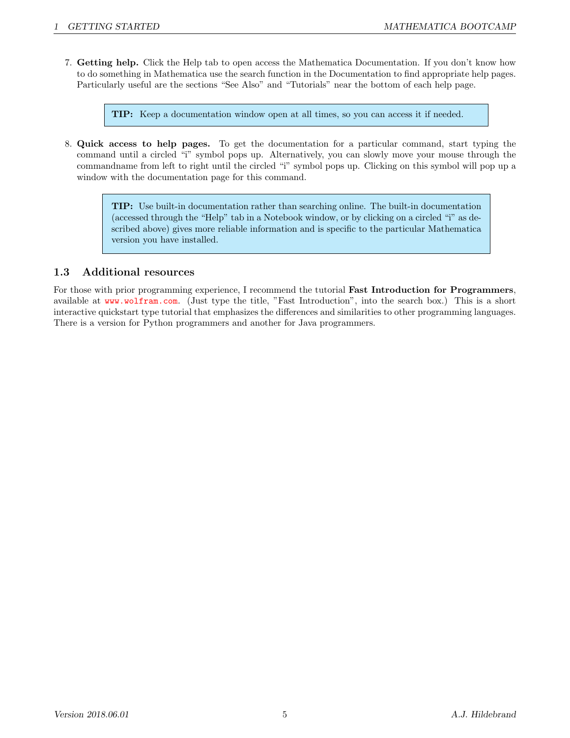7. **Getting help.** Click the Help tab to open access the Mathematica Documentation. If you don't know how to do something in Mathematica use the search function in the Documentation to find appropriate help pages. Particularly useful are the sections "See Also" and "Tutorials" near the bottom of each help page.

   > **TIP:** Keep a documentation window open at all times, so you can access it if needed.

8. **Quick access to help pages.** To get the documentation for a particular command, start typing the command until a circled "i" symbol pops up. Alternatively, you can slowly move your mouse through the commandname from left to right until the circled "i" symbol pops up. Clicking on this symbol will pop up a window with the documentation page for this command.

   > **TIP:** Use built-in documentation rather than searching online. The built-in documentation (accessed through the "Help" tab in a Notebook window, or by clicking on a circled "i" as described above) gives more reliable information and is specific to the particular Mathematica version you have installed.

## 1.3 Additional resources

For those with prior programming experience, I recommend the tutorial **Fast Introduction for Programmers**, available at `www.wolfram.com`. (Just type the title, "Fast Introduction", into the search box.) This is a short interactive quickstart type tutorial that emphasizes the differences and similarities to other programming languages. There is a version for Python programmers and another for Java programmers.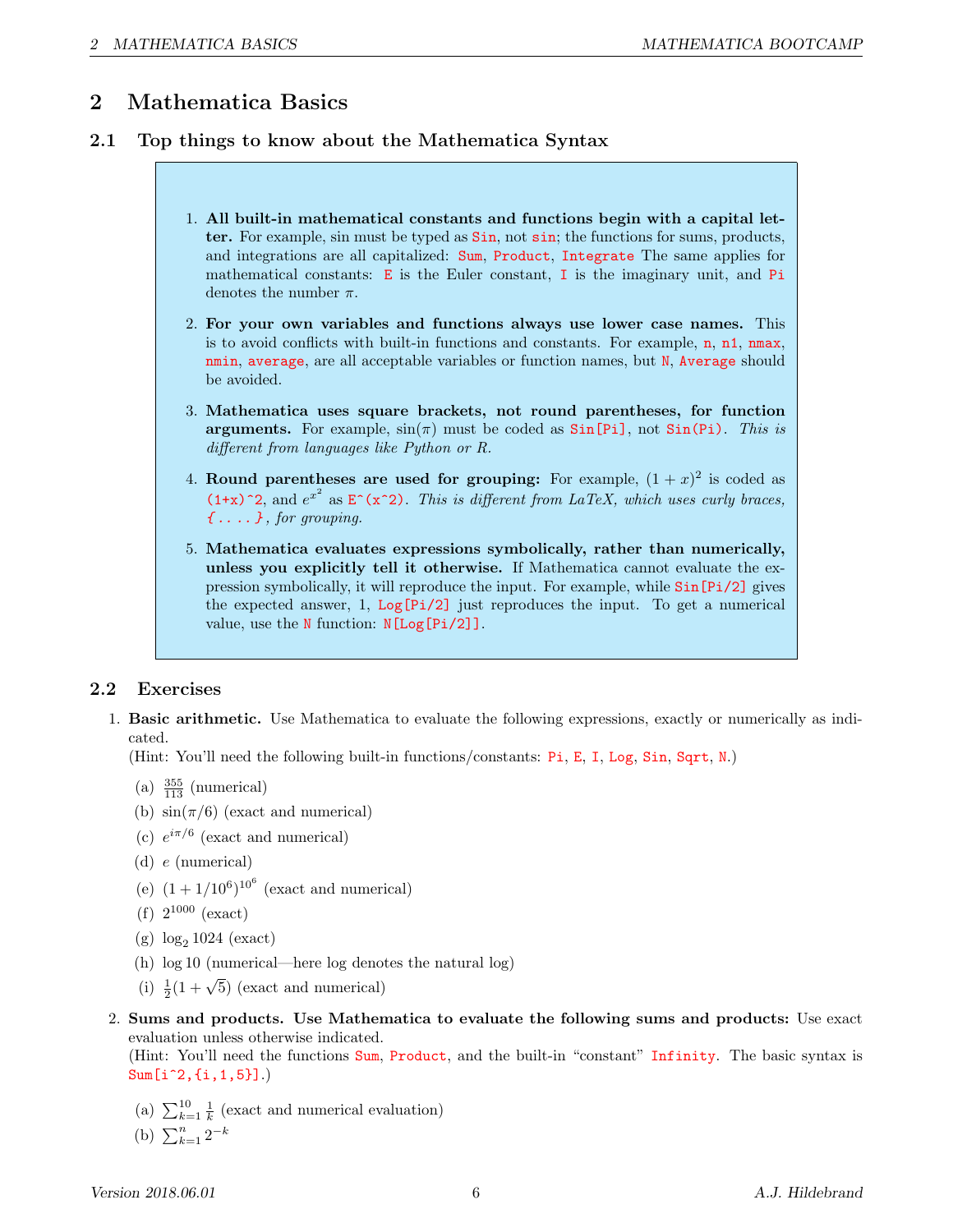# 2 Mathematica Basics

## 2.1 Top things to know about the Mathematica Syntax

1. **All built-in mathematical constants and functions begin with a capital letter.** For example, sin must be typed as `Sin`, not `sin`; the functions for sums, products, and integrations are all capitalized: `Sum`, `Product`, `Integrate` The same applies for mathematical constants: `E` is the Euler constant, `I` is the imaginary unit, and `Pi` denotes the number $\pi$.

2. **For your own variables and functions always use lower case names.** This is to avoid conflicts with built-in functions and constants. For example, `n`, `n1`, `nmax`, `nmin`, `average`, are all acceptable variables or function names, but `N`, `Average` should be avoided.

3. **Mathematica uses square brackets, not round parentheses, for function arguments.** For example, $\sin(\pi)$ must be coded as `Sin[Pi]`, not `Sin(Pi)`. *This is different from languages like Python or R.*

4. **Round parentheses are used for grouping:** For example, $(1+x)^2$ is coded as `(1+x)^2`, and $e^{x^2}$ as `E^(x^2)`. *This is different from LaTeX, which uses curly braces,* `{....}`*, for grouping.*

5. **Mathematica evaluates expressions symbolically, rather than numerically, unless you explicitly tell it otherwise.** If Mathematica cannot evaluate the expression symbolically, it will reproduce the input. For example, while `Sin[Pi/2]` gives the expected answer, 1, `Log[Pi/2]` just reproduces the input. To get a numerical value, use the `N` function: `N[Log[Pi/2]]`.

## 2.2 Exercises

1. **Basic arithmetic.** Use Mathematica to evaluate the following expressions, exactly or numerically as indicated.
(Hint: You'll need the following built-in functions/constants: `Pi`, `E`, `I`, `Log`, `Sin`, `Sqrt`, `N`.)

   (a) $\frac{355}{113}$ (numerical)
   (b) $\sin(\pi/6)$ (exact and numerical)
   (c) $e^{i\pi/6}$ (exact and numerical)
   (d) $e$ (numerical)
   (e) $(1+1/10^6)^{10^6}$ (exact and numerical)
   (f) $2^{1000}$ (exact)
   (g) $\log_2 1024$ (exact)
   (h) $\log 10$ (numerical—here log denotes the natural log)
   (i) $\frac{1}{2}(1+\sqrt{5})$ (exact and numerical)

2. **Sums and products. Use Mathematica to evaluate the following sums and products:** Use exact evaluation unless otherwise indicated.
(Hint: You'll need the functions `Sum`, `Product`, and the built-in "constant" `Infinity`. The basic syntax is `Sum[i^2,{i,1,5}]`.)

   (a) $\sum_{k=1}^{10} \frac{1}{k}$ (exact and numerical evaluation)
   (b) $\sum_{k=1}^{n} 2^{-k}$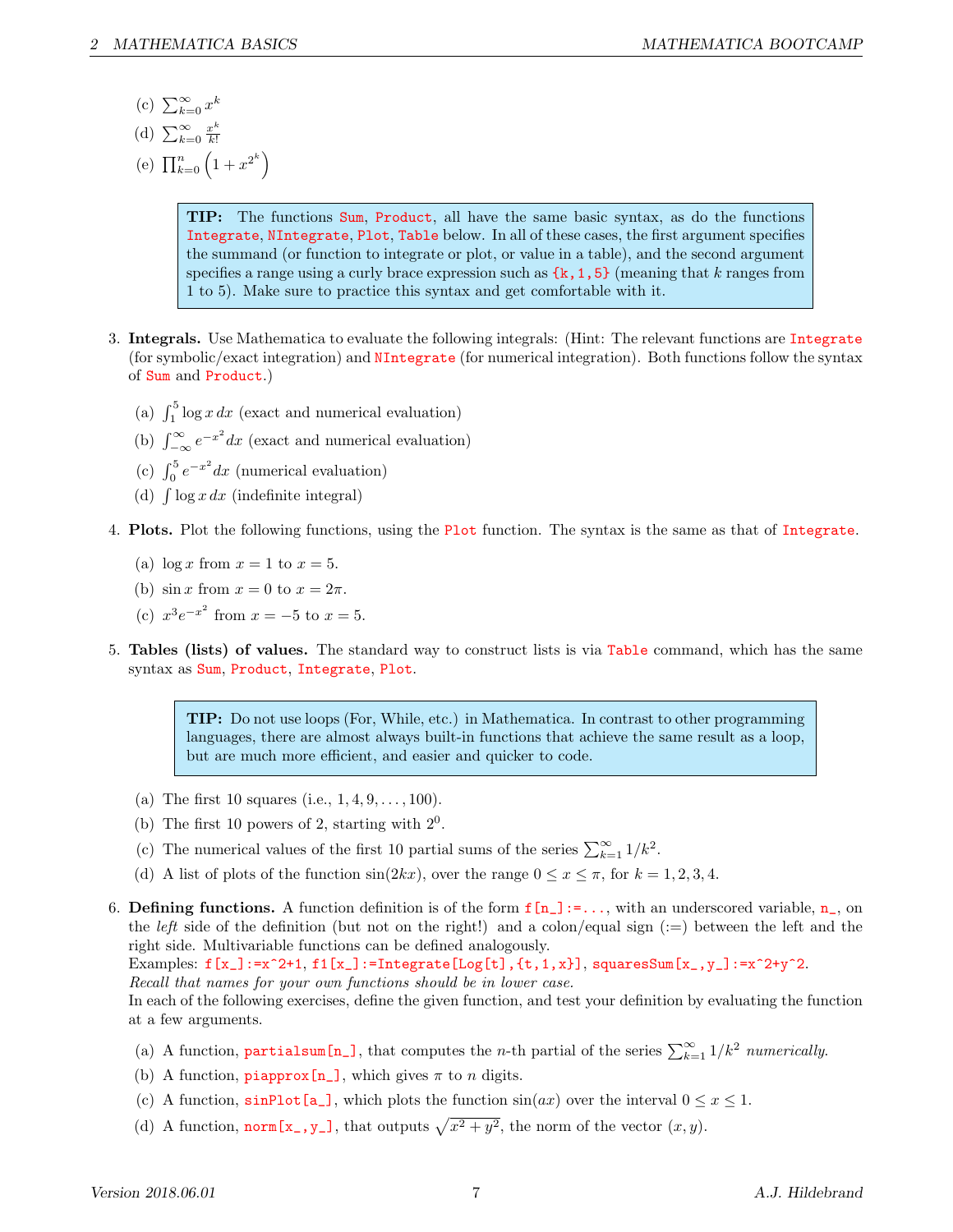(c) $\sum_{k=0}^{\infty} x^k$

(d) $\sum_{k=0}^{\infty} \frac{x^k}{k!}$

(e) $\prod_{k=0}^{n} \left(1 + x^{2^k}\right)$

> **TIP:** The functions `Sum`, `Product`, all have the same basic syntax, as do the functions `Integrate`, `NIntegrate`, `Plot`, `Table` below. In all of these cases, the first argument specifies the summand (or function to integrate or plot, or value in a table), and the second argument specifies a range using a curly brace expression such as `{k,1,5}` (meaning that $k$ ranges from 1 to 5). Make sure to practice this syntax and get comfortable with it.

3. **Integrals.** Use Mathematica to evaluate the following integrals: (Hint: The relevant functions are `Integrate` (for symbolic/exact integration) and `NIntegrate` (for numerical integration). Both functions follow the syntax of `Sum` and `Product`.)

   (a) $\int_1^5 \log x \, dx$ (exact and numerical evaluation)

   (b) $\int_{-\infty}^{\infty} e^{-x^2} dx$ (exact and numerical evaluation)

   (c) $\int_0^5 e^{-x^2} dx$ (numerical evaluation)

   (d) $\int \log x \, dx$ (indefinite integral)

4. **Plots.** Plot the following functions, using the `Plot` function. The syntax is the same as that of `Integrate`.

   (a) $\log x$ from $x = 1$ to $x = 5$.

   (b) $\sin x$ from $x = 0$ to $x = 2\pi$.

   (c) $x^3 e^{-x^2}$ from $x = -5$ to $x = 5$.

5. **Tables (lists) of values.** The standard way to construct lists is via `Table` command, which has the same syntax as `Sum`, `Product`, `Integrate`, `Plot`.

> **TIP:** Do not use loops (For, While, etc.) in Mathematica. In contrast to other programming languages, there are almost always built-in functions that achieve the same result as a loop, but are much more efficient, and easier and quicker to code.

   (a) The first 10 squares (i.e., $1, 4, 9, \ldots, 100$).

   (b) The first 10 powers of 2, starting with $2^0$.

   (c) The numerical values of the first 10 partial sums of the series $\sum_{k=1}^{\infty} 1/k^2$.

   (d) A list of plots of the function $\sin(2kx)$, over the range $0 \le x \le \pi$, for $k = 1, 2, 3, 4$.

6. **Defining functions.** A function definition is of the form `f[n_]:=...`, with an underscored variable, `n_`, on the *left* side of the definition (but not on the right!) and a colon/equal sign (:=) between the left and the right side. Multivariable functions can be defined analogously.
   Examples: `f[x_]:=x^2+1`, `f1[x_]:=Integrate[Log[t],{t,1,x}]`, `squaresSum[x_,y_]:=x^2+y^2`.
   *Recall that names for your own functions should be in lower case.*
   In each of the following exercises, define the given function, and test your definition by evaluating the function at a few arguments.

   (a) A function, `partialsum[n_]`, that computes the $n$-th partial of the series $\sum_{k=1}^{\infty} 1/k^2$ *numerically.*

   (b) A function, `piapprox[n_]`, which gives $\pi$ to $n$ digits.

   (c) A function, `sinPlot[a_]`, which plots the function $\sin(ax)$ over the interval $0 \le x \le 1$.

   (d) A function, `norm[x_,y_]`, that outputs $\sqrt{x^2 + y^2}$, the norm of the vector $(x, y)$.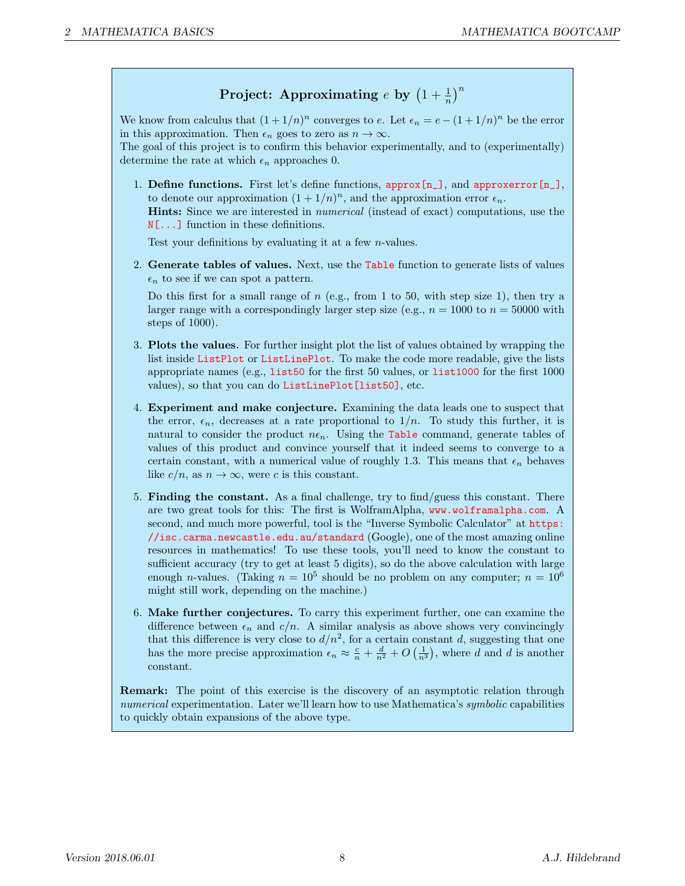## Project: Approximating $e$ by $\left(1+\frac{1}{n}\right)^n$

We know from calculus that $(1+1/n)^n$ converges to $e$. Let $\epsilon_n = e - (1+1/n)^n$ be the error in this approximation. Then $\epsilon_n$ goes to zero as $n \to \infty$.
The goal of this project is to confirm this behavior experimentally, and to (experimentally) determine the rate at which $\epsilon_n$ approaches 0.

1. **Define functions.** First let's define functions, `approx[n_]`, and `approxerror[n_]`, to denote our approximation $(1+1/n)^n$, and the approximation error $\epsilon_n$.
   **Hints:** Since we are interested in *numerical* (instead of exact) computations, use the `N[...]` function in these definitions.

   Test your definitions by evaluating it at a few $n$-values.

2. **Generate tables of values.** Next, use the `Table` function to generate lists of values $\epsilon_n$ to see if we can spot a pattern.

   Do this first for a small range of $n$ (e.g., from 1 to 50, with step size 1), then try a larger range with a correspondingly larger step size (e.g., $n = 1000$ to $n = 50000$ with steps of 1000).

3. **Plots the values.** For further insight plot the list of values obtained by wrapping the list inside `ListPlot` or `ListLinePlot`. To make the code more readable, give the lists appropriate names (e.g., `list50` for the first 50 values, or `list1000` for the first 1000 values), so that you can do `ListLinePlot[list50]`, etc.

4. **Experiment and make conjecture.** Examining the data leads one to suspect that the error, $\epsilon_n$, decreases at a rate proportional to $1/n$. To study this further, it is natural to consider the product $n\epsilon_n$. Using the `Table` command, generate tables of values of this product and convince yourself that it indeed seems to converge to a certain constant, with a numerical value of roughly 1.3. This means that $\epsilon_n$ behaves like $c/n$, as $n \to \infty$, were $c$ is this constant.

5. **Finding the constant.** As a final challenge, try to find/guess this constant. There are two great tools for this: The first is WolframAlpha, `www.wolframalpha.com`. A second, and much more powerful, tool is the "Inverse Symbolic Calculator" at `https://isc.carma.newcastle.edu.au/standard` (Google), one of the most amazing online resources in mathematics! To use these tools, you'll need to know the constant to sufficient accuracy (try to get at least 5 digits), so do the above calculation with large enough $n$-values. (Taking $n = 10^5$ should be no problem on any computer; $n = 10^6$ might still work, depending on the machine.)

6. **Make further conjectures.** To carry this experiment further, one can examine the difference between $\epsilon_n$ and $c/n$. A similar analysis as above shows very convincingly that this difference is very close to $d/n^2$, for a certain constant $d$, suggesting that one has the more precise approximation $\epsilon_n \approx \frac{c}{n} + \frac{d}{n^2} + O\left(\frac{1}{n^3}\right)$, where $d$ and $d$ is another constant.

**Remark:** The point of this exercise is the discovery of an asymptotic relation through *numerical* experimentation. Later we'll learn how to use Mathematica's *symbolic* capabilities to quickly obtain expansions of the above type.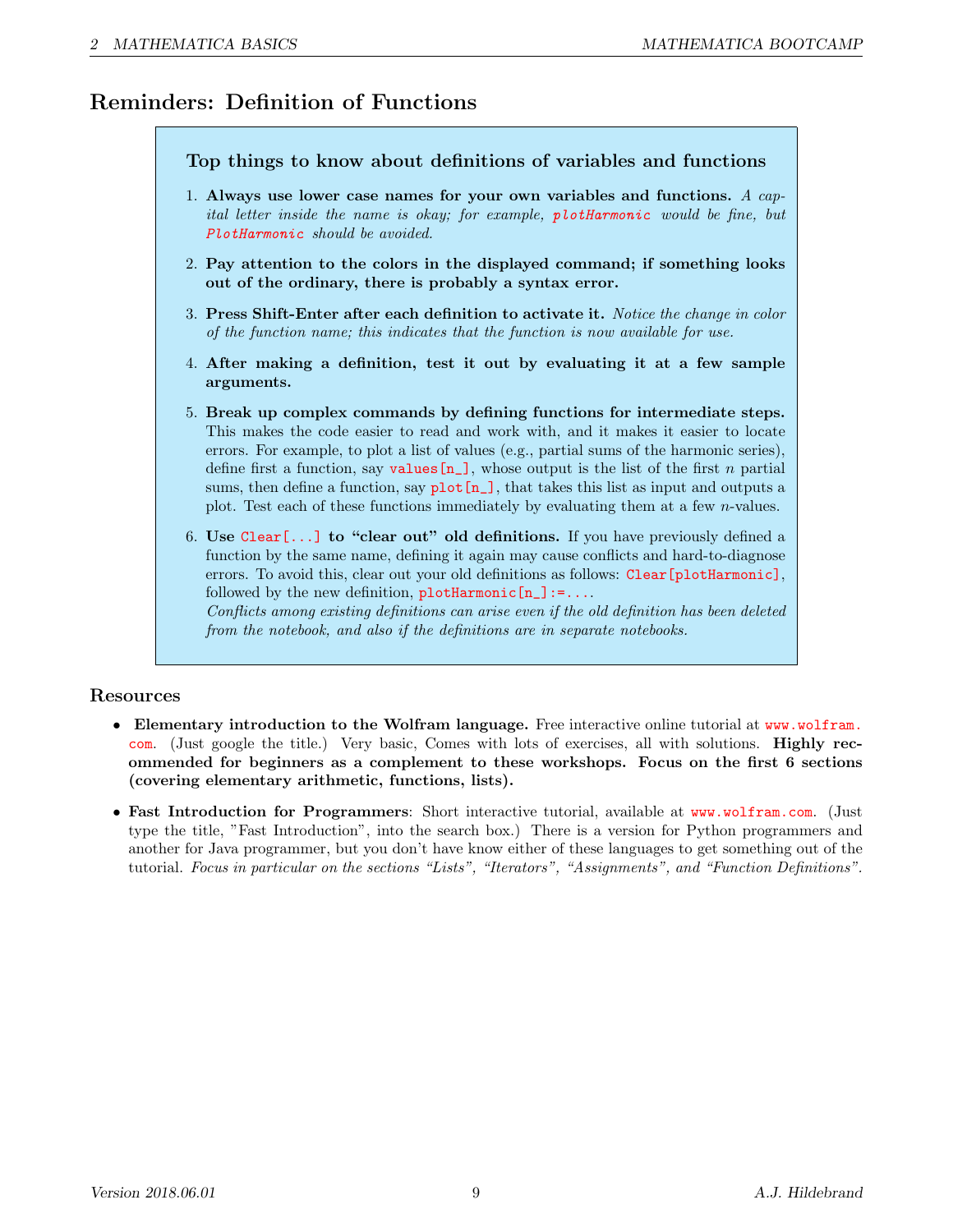## Reminders: Definition of Functions

### Top things to know about definitions of variables and functions

1. **Always use lower case names for your own variables and functions.** *A capital letter inside the name is okay; for example,* `plotHarmonic` *would be fine, but* `PlotHarmonic` *should be avoided.*

2. **Pay attention to the colors in the displayed command; if something looks out of the ordinary, there is probably a syntax error.**

3. **Press Shift-Enter after each definition to activate it.** *Notice the change in color of the function name; this indicates that the function is now available for use.*

4. **After making a definition, test it out by evaluating it at a few sample arguments.**

5. **Break up complex commands by defining functions for intermediate steps.** This makes the code easier to read and work with, and it makes it easier to locate errors. For example, to plot a list of values (e.g., partial sums of the harmonic series), define first a function, say `values[n_]`, whose output is the list of the first $n$ partial sums, then define a function, say `plot[n_]`, that takes this list as input and outputs a plot. Test each of these functions immediately by evaluating them at a few $n$-values.

6. **Use `Clear[...]` to "clear out" old definitions.** If you have previously defined a function by the same name, defining it again may cause conflicts and hard-to-diagnose errors. To avoid this, clear out your old definitions as follows: `Clear[plotHarmonic]`, followed by the new definition, `plotHarmonic[n_]:=...`.
*Conflicts among existing definitions can arise even if the old definition has been deleted from the notebook, and also if the definitions are in separate notebooks.*

### Resources

- **Elementary introduction to the Wolfram language.** Free interactive online tutorial at www.wolfram.com. (Just google the title.) Very basic, Comes with lots of exercises, all with solutions. **Highly recommended for beginners as a complement to these workshops. Focus on the first 6 sections (covering elementary arithmetic, functions, lists).**

- **Fast Introduction for Programmers**: Short interactive tutorial, available at www.wolfram.com. (Just type the title, "Fast Introduction", into the search box.) There is a version for Python programmers and another for Java programmer, but you don't have know either of these languages to get something out of the tutorial. *Focus in particular on the sections "Lists", "Iterators", "Assignments", and "Function Definitions".*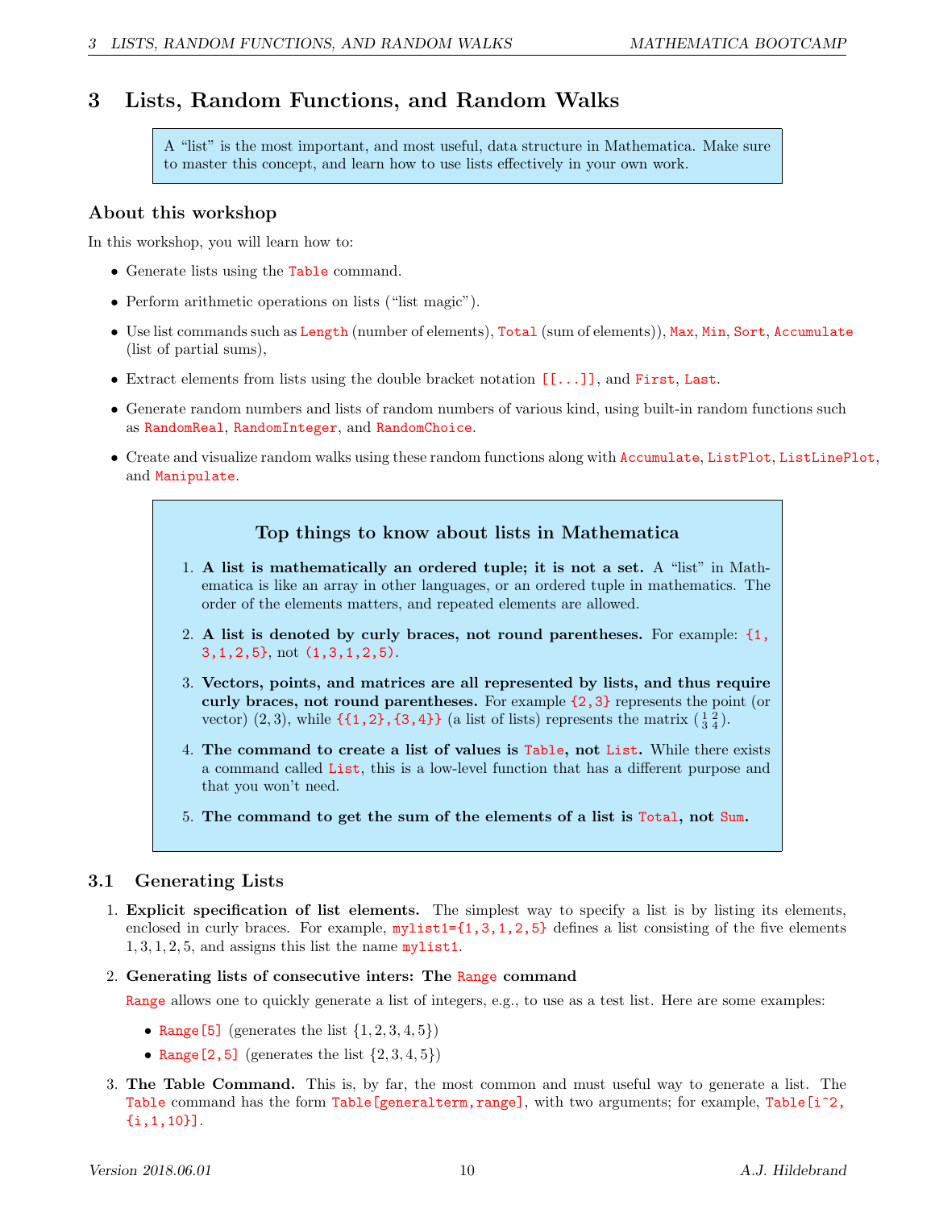# 3 Lists, Random Functions, and Random Walks

> A "list" is the most important, and most useful, data structure in Mathematica. Make sure to master this concept, and learn how to use lists effectively in your own work.

### About this workshop

In this workshop, you will learn how to:

- Generate lists using the `Table` command.
- Perform arithmetic operations on lists ("list magic").
- Use list commands such as `Length` (number of elements), `Total` (sum of elements)), `Max`, `Min`, `Sort`, `Accumulate` (list of partial sums),
- Extract elements from lists using the double bracket notation `[[...]]`, and `First`, `Last`.
- Generate random numbers and lists of random numbers of various kind, using built-in random functions such as `RandomReal`, `RandomInteger`, and `RandomChoice`.
- Create and visualize random walks using these random functions along with `Accumulate`, `ListPlot`, `ListLinePlot`, and `Manipulate`.

> **Top things to know about lists in Mathematica**
>
> 1. **A list is mathematically an ordered tuple; it is not a set.** A "list" in Mathematica is like an array in other languages, or an ordered tuple in mathematics. The order of the elements matters, and repeated elements are allowed.
> 2. **A list is denoted by curly braces, not round parentheses.** For example: `{1, 3,1,2,5}`, not `(1,3,1,2,5)`.
> 3. **Vectors, points, and matrices are all represented by lists, and thus require curly braces, not round parentheses.** For example `{2,3}` represents the point (or vector) $(2,3)$, while `{{1,2},{3,4}}` (a list of lists) represents the matrix $\left(\begin{smallmatrix}1&2\\3&4\end{smallmatrix}\right)$.
> 4. **The command to create a list of values is `Table`, not `List`.** While there exists a command called `List`, this is a low-level function that has a different purpose and that you won't need.
> 5. **The command to get the sum of the elements of a list is `Total`, not `Sum`.**

## 3.1 Generating Lists

1. **Explicit specification of list elements.** The simplest way to specify a list is by listing its elements, enclosed in curly braces. For example, `mylist1={1,3,1,2,5}` defines a list consisting of the five elements $1, 3, 1, 2, 5$, and assigns this list the name `mylist1`.
2. **Generating lists of consecutive inters: The `Range` command**

   `Range` allows one to quickly generate a list of integers, e.g., to use as a test list. Here are some examples:

   - `Range[5]` (generates the list $\{1, 2, 3, 4, 5\}$)
   - `Range[2,5]` (generates the list $\{2, 3, 4, 5\}$)
3. **The Table Command.** This is, by far, the most common and must useful way to generate a list. The `Table` command has the form `Table[generalterm,range]`, with two arguments; for example, `Table[i^2, {i,1,10}]`.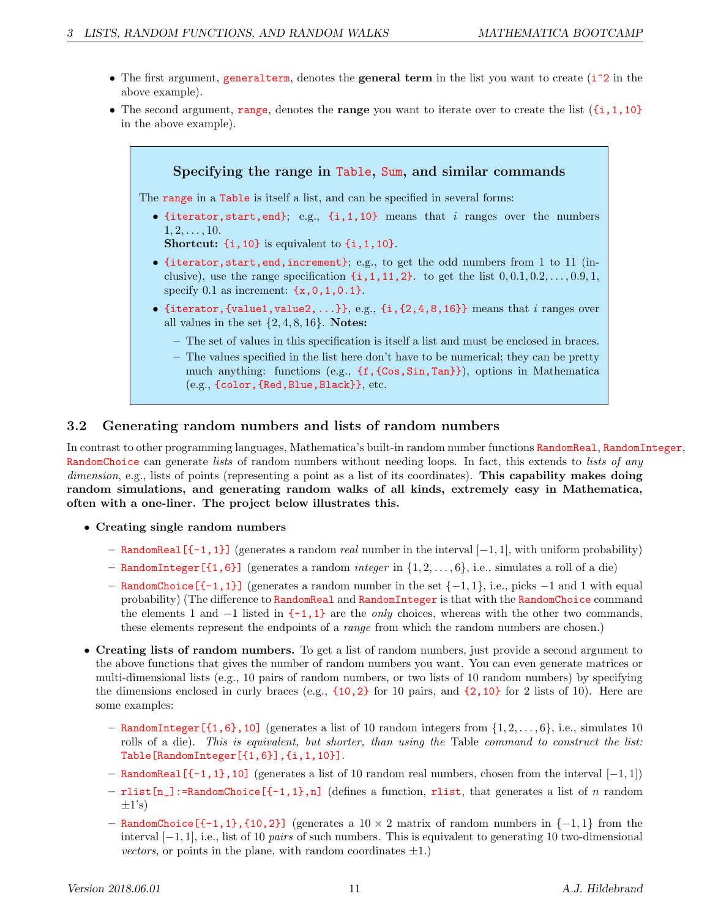- The first argument, `generalterm`, denotes the **general term** in the list you want to create (`i^2` in the above example).
- The second argument, `range`, denotes the **range** you want to iterate over to create the list (`{i,1,10}` in the above example).

> ### Specifying the range in `Table`, `Sum`, and similar commands
>
> The `range` in a `Table` is itself a list, and can be specified in several forms:
>
> - `{iterator,start,end}`; e.g., `{i,1,10}` means that $i$ ranges over the numbers $1, 2, \ldots, 10$.
>   **Shortcut:** `{i,10}` is equivalent to `{i,1,10}`.
> - `{iterator,start,end,increment}`; e.g., to get the odd numbers from 1 to 11 (inclusive), use the range specification `{i,1,11,2}`. to get the list $0, 0.1, 0.2, \ldots, 0.9, 1$, specify 0.1 as increment: `{x,0,1,0.1}`.
> - `{iterator,{value1,value2,...}}`, e.g., `{i,{2,4,8,16}}` means that $i$ ranges over all values in the set $\{2, 4, 8, 16\}$. **Notes:**
>   - The set of values in this specification is itself a list and must be enclosed in braces.
>   - The values specified in the list here don't have to be numerical; they can be pretty much anything: functions (e.g., `{f,{Cos,Sin,Tan}}`), options in Mathematica (e.g., `{color,{Red,Blue,Black}}`, etc.

## 3.2 Generating random numbers and lists of random numbers

In contrast to other programming languages, Mathematica's built-in random number functions `RandomReal`, `RandomInteger`, `RandomChoice` can generate *lists* of random numbers without needing loops. In fact, this extends to *lists of any dimension*, e.g., lists of points (representing a point as a list of its coordinates). **This capability makes doing random simulations, and generating random walks of all kinds, extremely easy in Mathematica, often with a one-liner. The project below illustrates this.**

- **Creating single random numbers**
  - `RandomReal[{-1,1}]` (generates a random *real* number in the interval $[-1, 1]$, with uniform probability)
  - `RandomInteger[{1,6}]` (generates a random *integer* in $\{1, 2, \ldots, 6\}$, i.e., simulates a roll of a die)
  - `RandomChoice[{-1,1}]` (generates a random number in the set $\{-1, 1\}$, i.e., picks $-1$ and 1 with equal probability) (The difference to `RandomReal` and `RandomInteger` is that with the `RandomChoice` command the elements 1 and $-1$ listed in `{-1,1}` are the *only* choices, whereas with the other two commands, these elements represent the endpoints of a *range* from which the random numbers are chosen.)
- **Creating lists of random numbers.** To get a list of random numbers, just provide a second argument to the above functions that gives the number of random numbers you want. You can even generate matrices or multi-dimensional lists (e.g., 10 pairs of random numbers, or two lists of 10 random numbers) by specifying the dimensions enclosed in curly braces (e.g., `{10,2}` for 10 pairs, and `{2,10}` for 2 lists of 10). Here are some examples:
  - `RandomInteger[{1,6},10]` (generates a list of 10 random integers from $\{1, 2, \ldots, 6\}$, i.e., simulates 10 rolls of a die). *This is equivalent, but shorter, than using the* Table *command to construct the list:* `Table[RandomInteger[{1,6}],{i,1,10}]`.
  - `RandomReal[{-1,1},10]` (generates a list of 10 random real numbers, chosen from the interval $[-1, 1]$)
  - `rlist[n_]:=RandomChoice[{-1,1},n]` (defines a function, `rlist`, that generates a list of $n$ random $\pm 1$'s)
  - `RandomChoice[{-1,1},{10,2}]` (generates a $10 \times 2$ matrix of random numbers in $\{-1, 1\}$ from the interval $[-1, 1]$, i.e., list of 10 *pairs* of such numbers. This is equivalent to generating 10 two-dimensional *vectors*, or points in the plane, with random coordinates $\pm 1$.)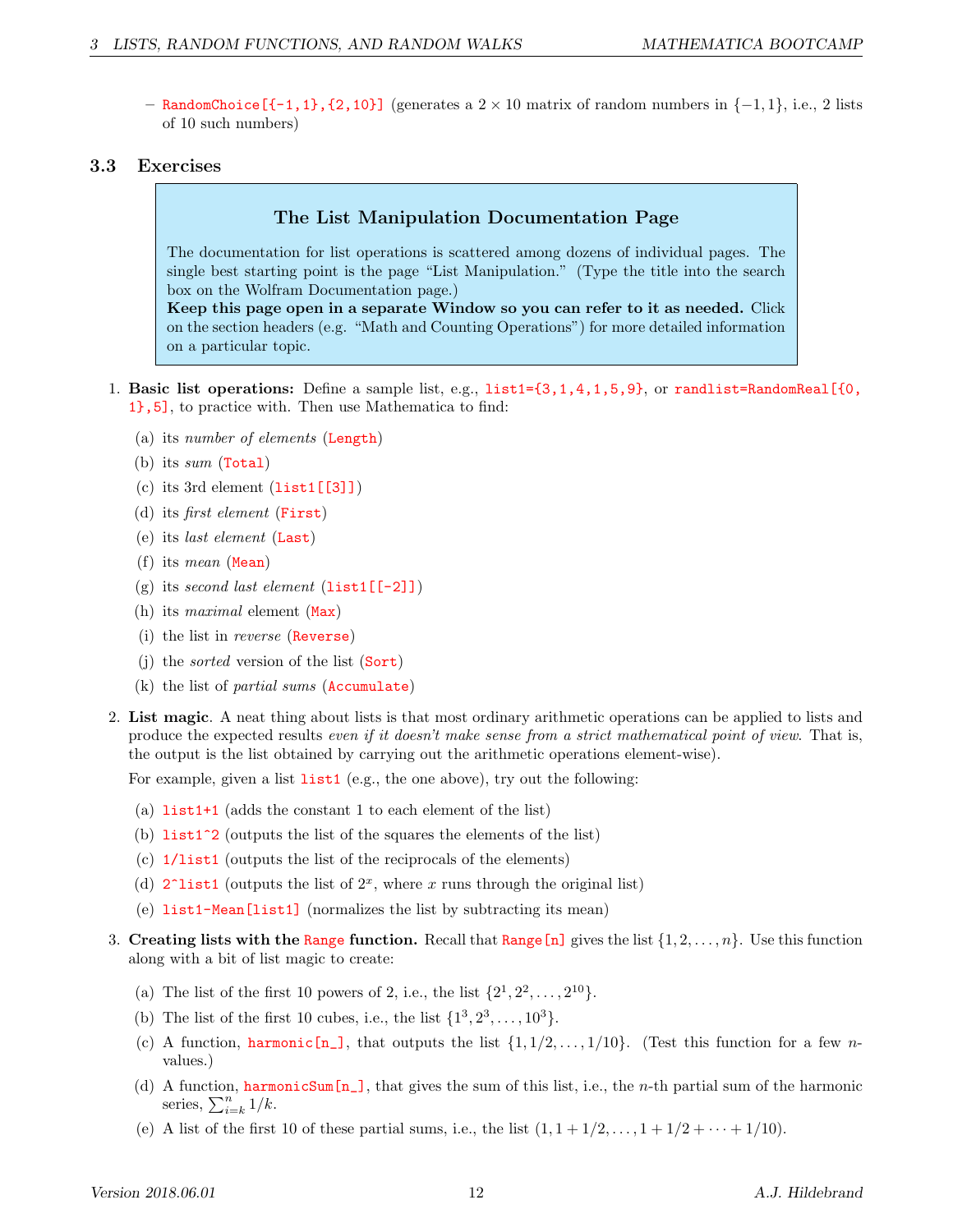– `RandomChoice[{-1,1},{2,10}]` (generates a $2 \times 10$ matrix of random numbers in $\{-1, 1\}$, i.e., 2 lists of 10 such numbers)

## 3.3 Exercises

> **The List Manipulation Documentation Page**
>
> The documentation for list operations is scattered among dozens of individual pages. The single best starting point is the page "List Manipulation." (Type the title into the search box on the Wolfram Documentation page.)
> **Keep this page open in a separate Window so you can refer to it as needed.** Click on the section headers (e.g. "Math and Counting Operations") for more detailed information on a particular topic.

1. **Basic list operations:** Define a sample list, e.g., `list1={3,1,4,1,5,9}`, or `randlist=RandomReal[{0, 1},5]`, to practice with. Then use Mathematica to find:

   (a) its *number of elements* (`Length`)

   (b) its *sum* (`Total`)

   (c) its 3rd element (`list1[[3]]`)

   (d) its *first element* (`First`)

   (e) its *last element* (`Last`)

   (f) its *mean* (`Mean`)

   (g) its *second last element* (`list1[[-2]]`)

   (h) its *maximal* element (`Max`)

   (i) the list in *reverse* (`Reverse`)

   (j) the *sorted* version of the list (`Sort`)

   (k) the list of *partial sums* (`Accumulate`)

2. **List magic**. A neat thing about lists is that most ordinary arithmetic operations can be applied to lists and produce the expected results *even if it doesn't make sense from a strict mathematical point of view*. That is, the output is the list obtained by carrying out the arithmetic operations element-wise).

   For example, given a list `list1` (e.g., the one above), try out the following:

   (a) `list1+1` (adds the constant 1 to each element of the list)

   (b) `list1^2` (outputs the list of the squares the elements of the list)

   (c) `1/list1` (outputs the list of the reciprocals of the elements)

   (d) `2^list1` (outputs the list of $2^x$, where $x$ runs through the original list)

   (e) `list1-Mean[list1]` (normalizes the list by subtracting its mean)

3. **Creating lists with the `Range` function.** Recall that `Range[n]` gives the list $\{1, 2, \ldots, n\}$. Use this function along with a bit of list magic to create:

   (a) The list of the first 10 powers of 2, i.e., the list $\{2^1, 2^2, \ldots, 2^{10}\}$.

   (b) The list of the first 10 cubes, i.e., the list $\{1^3, 2^3, \ldots, 10^3\}$.

   (c) A function, `harmonic[n_]`, that outputs the list $\{1, 1/2, \ldots, 1/10\}$. (Test this function for a few $n$-values.)

   (d) A function, `harmonicSum[n_]`, that gives the sum of this list, i.e., the $n$-th partial sum of the harmonic series, $\sum_{i=k}^{n} 1/k$.

   (e) A list of the first 10 of these partial sums, i.e., the list $(1, 1 + 1/2, \ldots, 1 + 1/2 + \cdots + 1/10)$.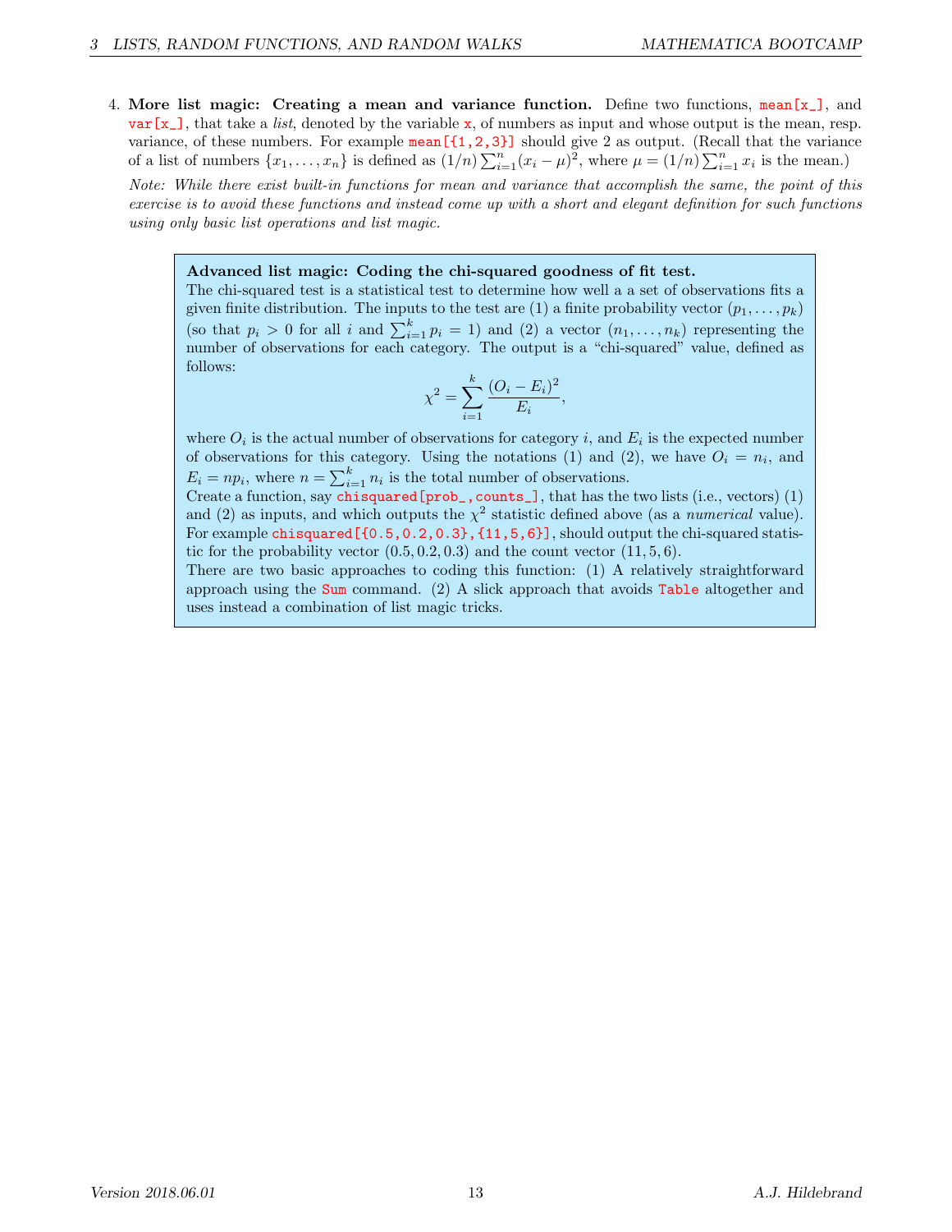4. **More list magic: Creating a mean and variance function.** Define two functions, `mean[x_]`, and `var[x_]`, that take a *list*, denoted by the variable `x`, of numbers as input and whose output is the mean, resp. variance, of these numbers. For example `mean[{1,2,3}]` should give 2 as output. (Recall that the variance of a list of numbers $\{x_1, \dots, x_n\}$ is defined as $(1/n)\sum_{i=1}^{n}(x_i - \mu)^2$, where $\mu = (1/n)\sum_{i=1}^{n} x_i$ is the mean.)

   *Note: While there exist built-in functions for mean and variance that accomplish the same, the point of this exercise is to avoid these functions and instead come up with a short and elegant definition for such functions using only basic list operations and list magic.*

> **Advanced list magic: Coding the chi-squared goodness of fit test.**
> The chi-squared test is a statistical test to determine how well a a set of observations fits a given finite distribution. The inputs to the test are (1) a finite probability vector $(p_1, \dots, p_k)$ (so that $p_i > 0$ for all $i$ and $\sum_{i=1}^{k} p_i = 1$) and (2) a vector $(n_1, \dots, n_k)$ representing the number of observations for each category. The output is a "chi-squared" value, defined as follows:
>
> $$\chi^2 = \sum_{i=1}^{k} \frac{(O_i - E_i)^2}{E_i},$$
>
> where $O_i$ is the actual number of observations for category $i$, and $E_i$ is the expected number of observations for this category. Using the notations (1) and (2), we have $O_i = n_i$, and $E_i = np_i$, where $n = \sum_{i=1}^{k} n_i$ is the total number of observations.
> Create a function, say `chisquared[prob_,counts_]`, that has the two lists (i.e., vectors) (1) and (2) as inputs, and which outputs the $\chi^2$ statistic defined above (as a *numerical* value). For example `chisquared[{0.5,0.2,0.3},{11,5,6}]`, should output the chi-squared statistic for the probability vector $(0.5, 0.2, 0.3)$ and the count vector $(11, 5, 6)$.
> There are two basic approaches to coding this function: (1) A relatively straightforward approach using the `Sum` command. (2) A slick approach that avoids `Table` altogether and uses instead a combination of list magic tricks.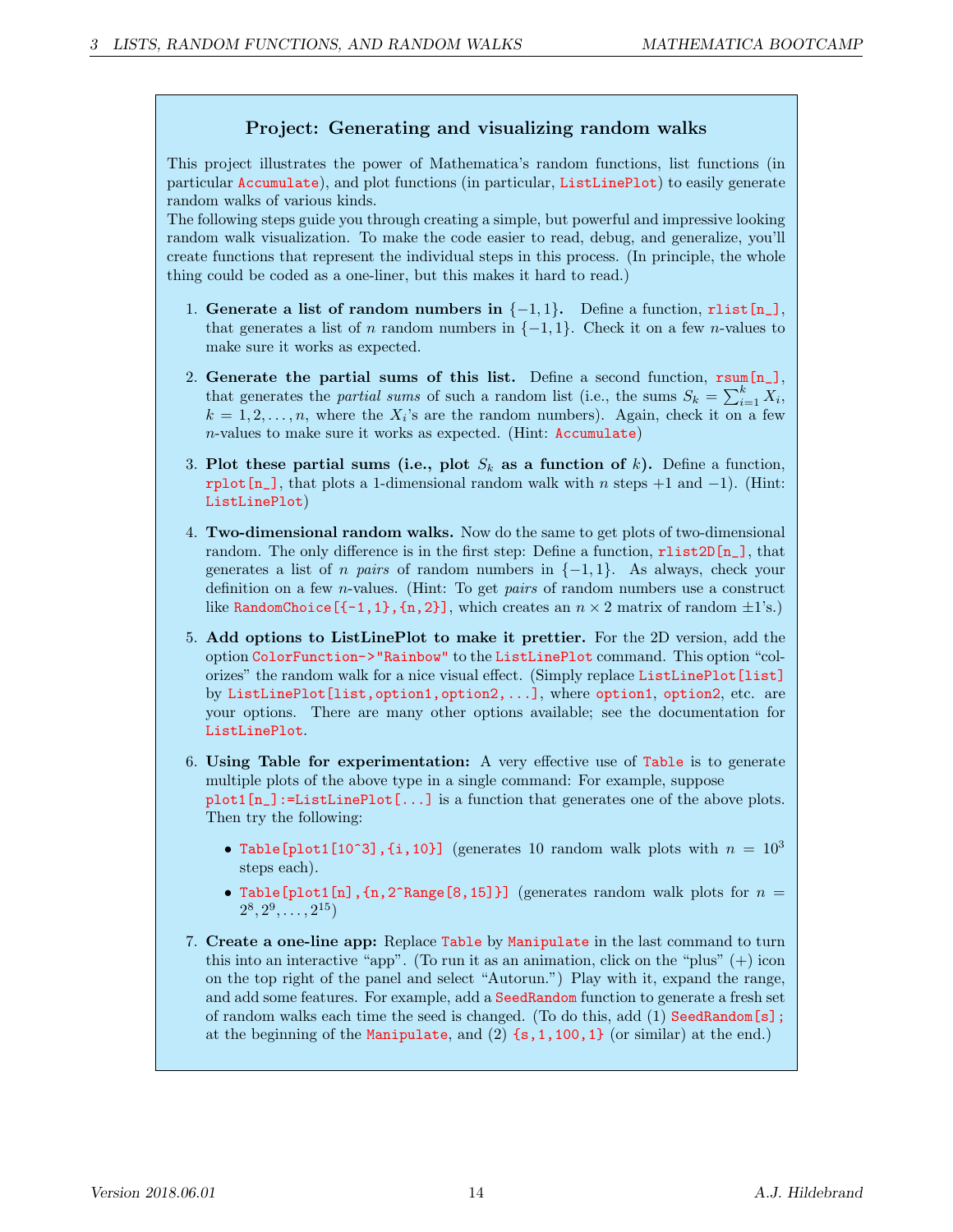## Project: Generating and visualizing random walks

This project illustrates the power of Mathematica's random functions, list functions (in particular `Accumulate`), and plot functions (in particular, `ListLinePlot`) to easily generate random walks of various kinds.

The following steps guide you through creating a simple, but powerful and impressive looking random walk visualization. To make the code easier to read, debug, and generalize, you'll create functions that represent the individual steps in this process. (In principle, the whole thing could be coded as a one-liner, but this makes it hard to read.)

1. **Generate a list of random numbers in $\{-1, 1\}$.** Define a function, `rlist[n_]`, that generates a list of $n$ random numbers in $\{-1, 1\}$. Check it on a few $n$-values to make sure it works as expected.

2. **Generate the partial sums of this list.** Define a second function, `rsum[n_]`, that generates the *partial sums* of such a random list (i.e., the sums $S_k = \sum_{i=1}^{k} X_i$, $k = 1, 2, \dots, n$, where the $X_i$'s are the random numbers). Again, check it on a few $n$-values to make sure it works as expected. (Hint: `Accumulate`)

3. **Plot these partial sums (i.e., plot $S_k$ as a function of $k$).** Define a function, `rplot[n_]`, that plots a 1-dimensional random walk with $n$ steps $+1$ and $-1$). (Hint: `ListLinePlot`)

4. **Two-dimensional random walks.** Now do the same to get plots of two-dimensional random. The only difference is in the first step: Define a function, `rlist2D[n_]`, that generates a list of $n$ *pairs* of random numbers in $\{-1, 1\}$. As always, check your definition on a few $n$-values. (Hint: To get *pairs* of random numbers use a construct like `RandomChoice[{-1,1},{n,2}]`, which creates an $n \times 2$ matrix of random $\pm 1$'s.)

5. **Add options to ListLinePlot to make it prettier.** For the 2D version, add the option `ColorFunction->"Rainbow"` to the `ListLinePlot` command. This option "colorizes" the random walk for a nice visual effect. (Simply replace `ListLinePlot[list]` by `ListLinePlot[list,option1,option2,...]`, where `option1`, `option2`, etc. are your options. There are many other options available; see the documentation for `ListLinePlot`.

6. **Using Table for experimentation:** A very effective use of `Table` is to generate multiple plots of the above type in a single command: For example, suppose `plot1[n_]:=ListLinePlot[...]` is a function that generates one of the above plots. Then try the following:

   - `Table[plot1[10^3],{i,10}]` (generates 10 random walk plots with $n = 10^3$ steps each).
   - `Table[plot1[n],{n,2^Range[8,15]}]` (generates random walk plots for $n = 2^8, 2^9, \dots, 2^{15}$)

7. **Create a one-line app:** Replace `Table` by `Manipulate` in the last command to turn this into an interactive "app". (To run it as an animation, click on the "plus" (+) icon on the top right of the panel and select "Autorun.") Play with it, expand the range, and add some features. For example, add a `SeedRandom` function to generate a fresh set of random walks each time the seed is changed. (To do this, add (1) `SeedRandom[s];` at the beginning of the `Manipulate`, and (2) `{s,1,100,1}` (or similar) at the end.)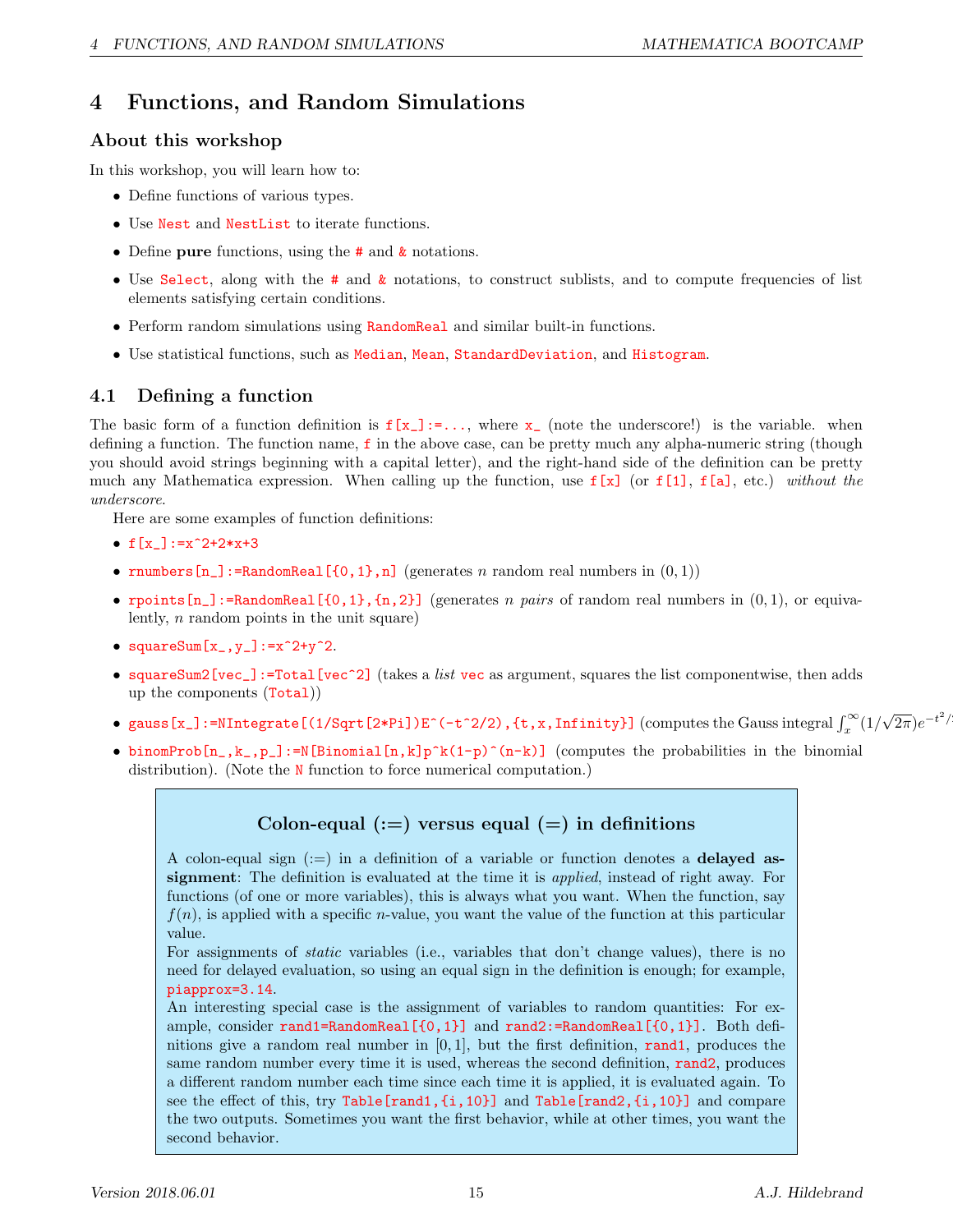## 4 Functions, and Random Simulations

### About this workshop

In this workshop, you will learn how to:

- Define functions of various types.
- Use `Nest` and `NestList` to iterate functions.
- Define **pure** functions, using the `#` and `&` notations.
- Use `Select`, along with the `#` and `&` notations, to construct sublists, and to compute frequencies of list elements satisfying certain conditions.
- Perform random simulations using `RandomReal` and similar built-in functions.
- Use statistical functions, such as `Median`, `Mean`, `StandardDeviation`, and `Histogram`.

### 4.1 Defining a function

The basic form of a function definition is `f[x_]:=...`, where `x_` (note the underscore!) is the variable. when defining a function. The function name, `f` in the above case, can be pretty much any alpha-numeric string (though you should avoid strings beginning with a capital letter), and the right-hand side of the definition can be pretty much any Mathematica expression. When calling up the function, use `f[x]` (or `f[1]`, `f[a]`, etc.) *without the underscore*.

Here are some examples of function definitions:

- `f[x_]:=x^2+2*x+3`
- `rnumbers[n_]:=RandomReal[{0,1},n]` (generates $n$ random real numbers in $(0,1)$)
- `rpoints[n_]:=RandomReal[{0,1},{n,2}]` (generates $n$ *pairs* of random real numbers in $(0,1)$, or equivalently, $n$ random points in the unit square)
- `squareSum[x_,y_]:=x^2+y^2`.
- `squareSum2[vec_]:=Total[vec^2]` (takes a *list* `vec` as argument, squares the list componentwise, then adds up the components (`Total`))
- `gauss[x_]:=NIntegrate[(1/Sqrt[2*Pi])E^(-t^2/2),{t,x,Infinity}]` (computes the Gauss integral $\int_x^\infty (1/\sqrt{2\pi})e^{-t^2/2}$
- `binomProb[n_,k_,p_]:=N[Binomial[n,k]p^k(1-p)^(n-k)]` (computes the probabilities in the binomial distribution). (Note the `N` function to force numerical computation.)

> **Colon-equal (:=) versus equal (=) in definitions**
>
> A colon-equal sign (:=) in a definition of a variable or function denotes a **delayed assignment**: The definition is evaluated at the time it is *applied*, instead of right away. For functions (of one or more variables), this is always what you want. When the function, say $f(n)$, is applied with a specific $n$-value, you want the value of the function at this particular value.
>
> For assignments of *static* variables (i.e., variables that don't change values), there is no need for delayed evaluation, so using an equal sign in the definition is enough; for example, `piapprox=3.14`.
>
> An interesting special case is the assignment of variables to random quantities: For example, consider `rand1=RandomReal[{0,1}]` and `rand2:=RandomReal[{0,1}]`. Both definitions give a random real number in $[0,1]$, but the first definition, `rand1`, produces the same random number every time it is used, whereas the second definition, `rand2`, produces a different random number each time since each time it is applied, it is evaluated again. To see the effect of this, try `Table[rand1,{i,10}]` and `Table[rand2,{i,10}]` and compare the two outputs. Sometimes you want the first behavior, while at other times, you want the second behavior.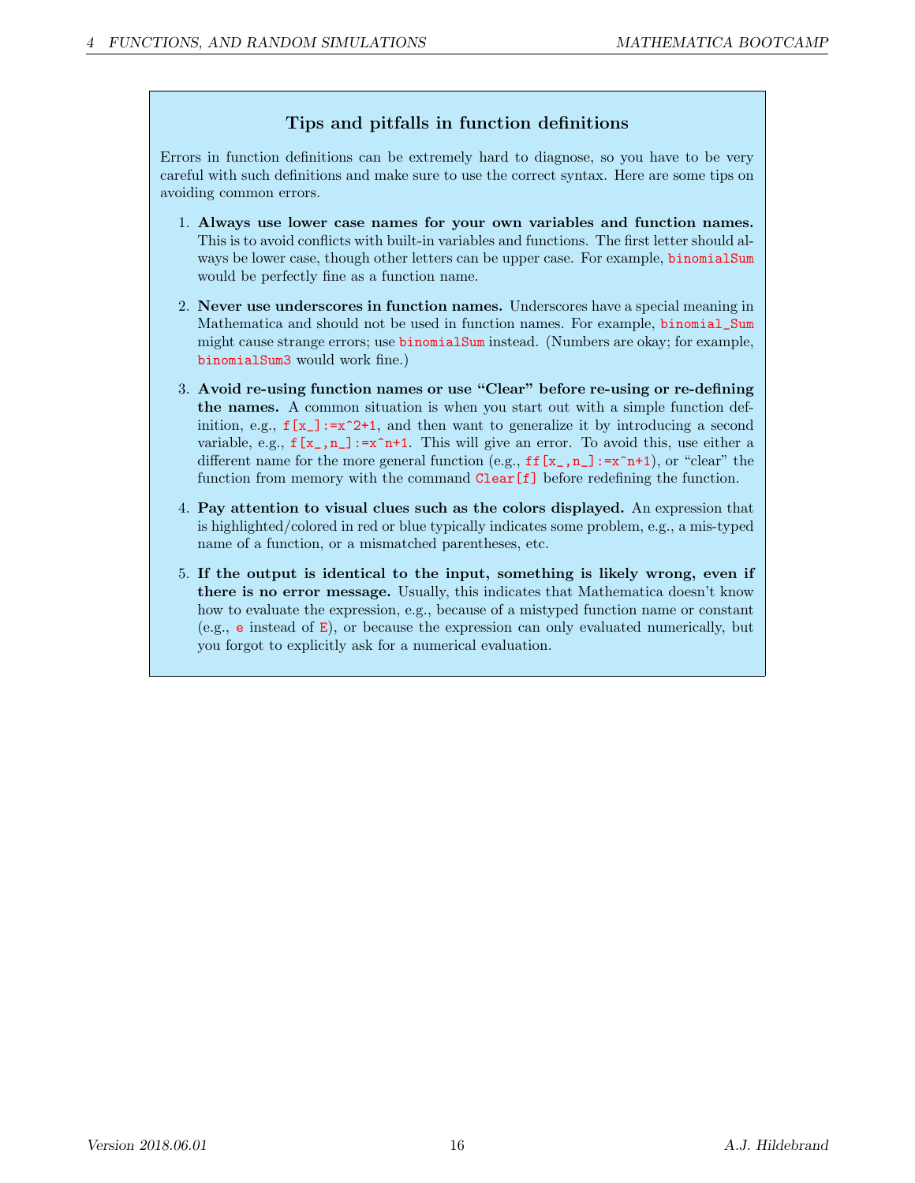### Tips and pitfalls in function definitions

Errors in function definitions can be extremely hard to diagnose, so you have to be very careful with such definitions and make sure to use the correct syntax. Here are some tips on avoiding common errors.

1. **Always use lower case names for your own variables and function names.** This is to avoid conflicts with built-in variables and functions. The first letter should always be lower case, though other letters can be upper case. For example, `binomialSum` would be perfectly fine as a function name.

2. **Never use underscores in function names.** Underscores have a special meaning in Mathematica and should not be used in function names. For example, `binomial_Sum` might cause strange errors; use `binomialSum` instead. (Numbers are okay; for example, `binomialSum3` would work fine.)

3. **Avoid re-using function names or use "Clear" before re-using or re-defining the names.** A common situation is when you start out with a simple function definition, e.g., `f[x_]:=x^2+1`, and then want to generalize it by introducing a second variable, e.g., `f[x_,n_]:=x^n+1`. This will give an error. To avoid this, use either a different name for the more general function (e.g., `ff[x_,n_]:=x^n+1`), or "clear" the function from memory with the command `Clear[f]` before redefining the function.

4. **Pay attention to visual clues such as the colors displayed.** An expression that is highlighted/colored in red or blue typically indicates some problem, e.g., a mis-typed name of a function, or a mismatched parentheses, etc.

5. **If the output is identical to the input, something is likely wrong, even if there is no error message.** Usually, this indicates that Mathematica doesn't know how to evaluate the expression, e.g., because of a mistyped function name or constant (e.g., `e` instead of `E`), or because the expression can only evaluated numerically, but you forgot to explicitly ask for a numerical evaluation.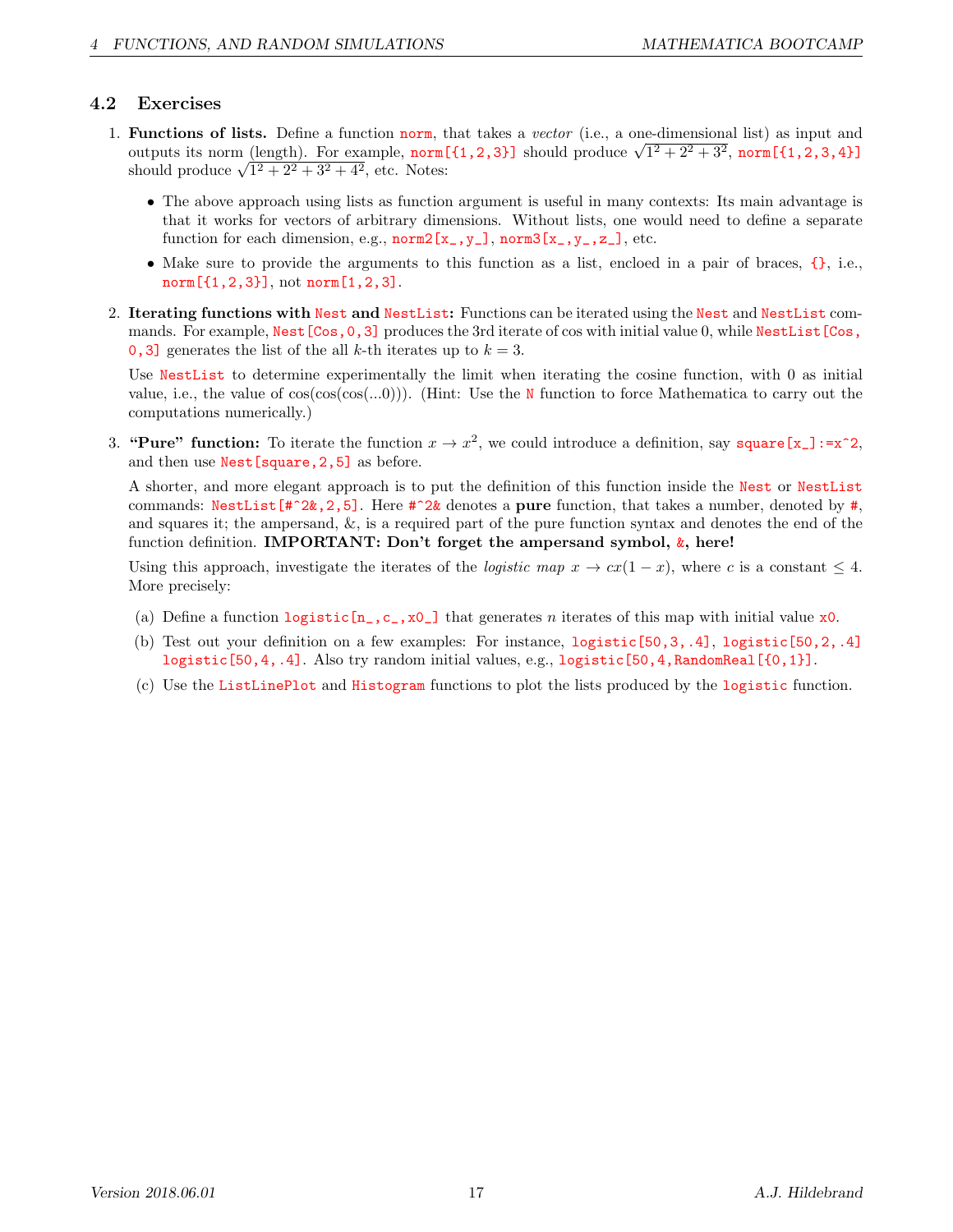## 4.2 Exercises

1. **Functions of lists.** Define a function `norm`, that takes a *vector* (i.e., a one-dimensional list) as input and outputs its norm (length). For example, `norm[{1,2,3}]` should produce $\sqrt{1^2+2^2+3^2}$, `norm[{1,2,3,4}]` should produce $\sqrt{1^2+2^2+3^2+4^2}$, etc. Notes:

   - The above approach using lists as function argument is useful in many contexts: Its main advantage is that it works for vectors of arbitrary dimensions. Without lists, one would need to define a separate function for each dimension, e.g., `norm2[x_,y_]`, `norm3[x_,y_,z_]`, etc.
   - Make sure to provide the arguments to this function as a list, encloed in a pair of braces, `{}`, i.e., `norm[{1,2,3}]`, not `norm[1,2,3]`.

2. **Iterating functions with `Nest` and `NestList`:** Functions can be iterated using the `Nest` and `NestList` commands. For example, `Nest[Cos,0,3]` produces the 3rd iterate of cos with initial value 0, while `NestList[Cos, 0,3]` generates the list of the all $k$-th iterates up to $k=3$.

   Use `NestList` to determine experimentally the limit when iterating the cosine function, with 0 as initial value, i.e., the value of $\cos(\cos(\cos(...0)))$. (Hint: Use the `N` function to force Mathematica to carry out the computations numerically.)

3. **"Pure" function:** To iterate the function $x \to x^2$, we could introduce a definition, say `square[x_]:=x^2`, and then use `Nest[square,2,5]` as before.

   A shorter, and more elegant approach is to put the definition of this function inside the `Nest` or `NestList` commands: `NestList[#^2&,2,5]`. Here `#^2&` denotes a **pure** function, that takes a number, denoted by `#`, and squares it; the ampersand, &, is a required part of the pure function syntax and denotes the end of the function definition. **IMPORTANT: Don't forget the ampersand symbol, `&`, here!**

   Using this approach, investigate the iterates of the *logistic map* $x \to cx(1-x)$, where $c$ is a constant $\leq 4$. More precisely:

   (a) Define a function `logistic[n_,c_,x0_]` that generates $n$ iterates of this map with initial value `x0`.

   (b) Test out your definition on a few examples: For instance, `logistic[50,3,.4]`, `logistic[50,2,.4]` `logistic[50,4,.4]`. Also try random initial values, e.g., `logistic[50,4,RandomReal[{0,1}]`.

   (c) Use the `ListLinePlot` and `Histogram` functions to plot the lists produced by the `logistic` function.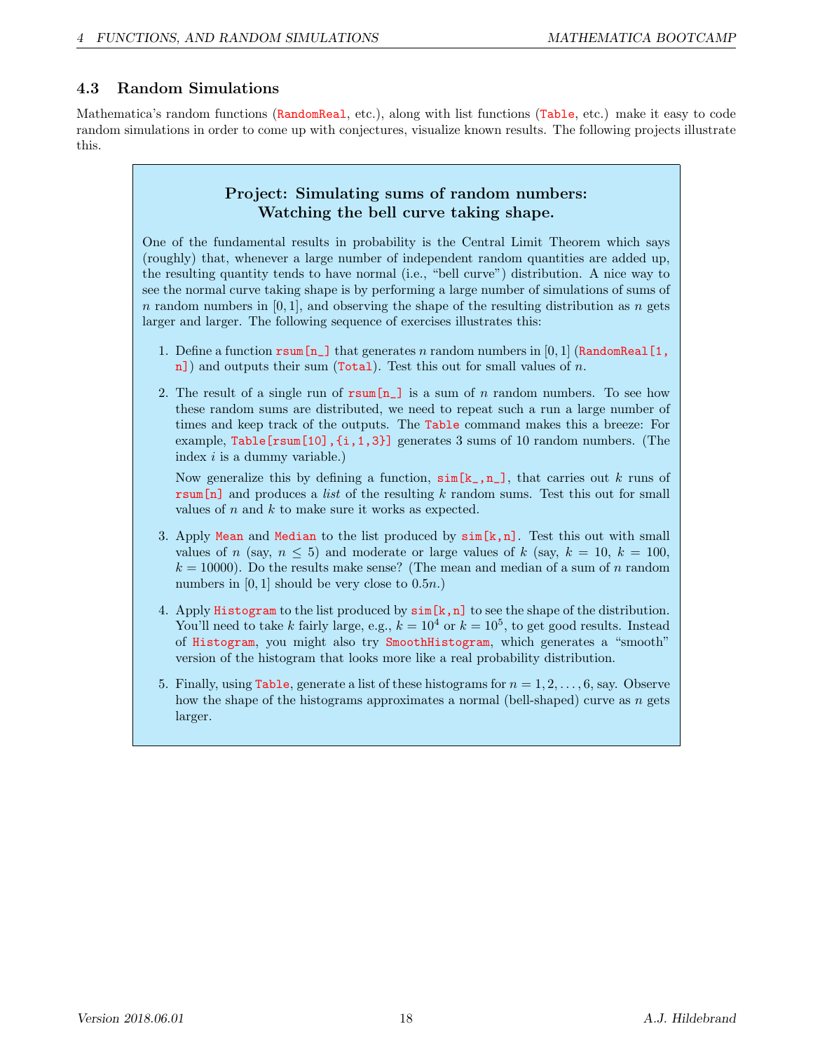## 4.3 Random Simulations

Mathematica's random functions (`RandomReal`, etc.), along with list functions (`Table`, etc.) make it easy to code random simulations in order to come up with conjectures, visualize known results. The following projects illustrate this.

### Project: Simulating sums of random numbers: Watching the bell curve taking shape.

One of the fundamental results in probability is the Central Limit Theorem which says (roughly) that, whenever a large number of independent random quantities are added up, the resulting quantity tends to have normal (i.e., "bell curve") distribution. A nice way to see the normal curve taking shape is by performing a large number of simulations of sums of $n$ random numbers in $[0, 1]$, and observing the shape of the resulting distribution as $n$ gets larger and larger. The following sequence of exercises illustrates this:

1. Define a function `rsum[n_]` that generates $n$ random numbers in $[0, 1]$ (`RandomReal[1, n]`) and outputs their sum (`Total`). Test this out for small values of $n$.

2. The result of a single run of `rsum[n_]` is a sum of $n$ random numbers. To see how these random sums are distributed, we need to repeat such a run a large number of times and keep track of the outputs. The `Table` command makes this a breeze: For example, `Table[rsum[10],{i,1,3}]` generates 3 sums of 10 random numbers. (The index $i$ is a dummy variable.)

   Now generalize this by defining a function, `sim[k_,n_]`, that carries out $k$ runs of `rsum[n]` and produces a *list* of the resulting $k$ random sums. Test this out for small values of $n$ and $k$ to make sure it works as expected.

3. Apply `Mean` and `Median` to the list produced by `sim[k,n]`. Test this out with small values of $n$ (say, $n \leq 5$) and moderate or large values of $k$ (say, $k = 10$, $k = 100$, $k = 10000$). Do the results make sense? (The mean and median of a sum of $n$ random numbers in $[0, 1]$ should be very close to $0.5n$.)

4. Apply `Histogram` to the list produced by `sim[k,n]` to see the shape of the distribution. You'll need to take $k$ fairly large, e.g., $k = 10^4$ or $k = 10^5$, to get good results. Instead of `Histogram`, you might also try `SmoothHistogram`, which generates a "smooth" version of the histogram that looks more like a real probability distribution.

5. Finally, using `Table`, generate a list of these histograms for $n = 1, 2, \ldots, 6$, say. Observe how the shape of the histograms approximates a normal (bell-shaped) curve as $n$ gets larger.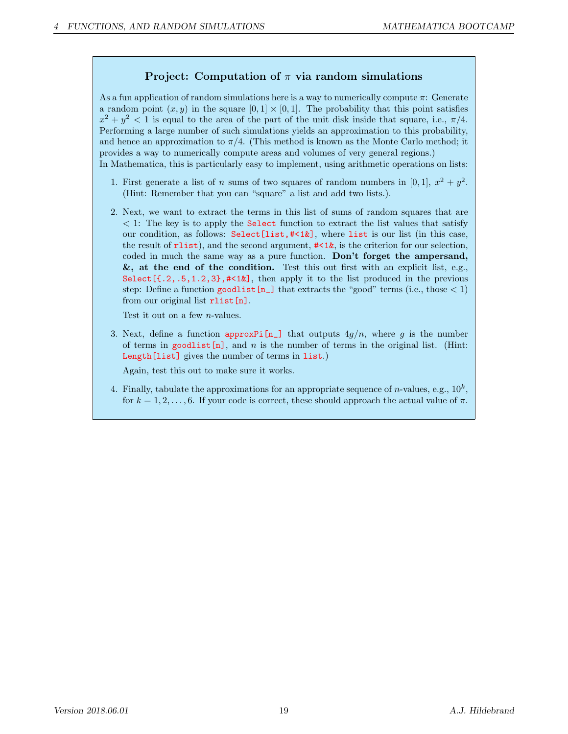### Project: Computation of $\pi$ via random simulations

As a fun application of random simulations here is a way to numerically compute $\pi$: Generate a random point $(x, y)$ in the square $[0, 1] \times [0, 1]$. The probability that this point satisfies $x^2 + y^2 < 1$ is equal to the area of the part of the unit disk inside that square, i.e., $\pi/4$. Performing a large number of such simulations yields an approximation to this probability, and hence an approximation to $\pi/4$. (This method is known as the Monte Carlo method; it provides a way to numerically compute areas and volumes of very general regions.)
In Mathematica, this is particularly easy to implement, using arithmetic operations on lists:

1. First generate a list of $n$ sums of two squares of random numbers in $[0, 1]$, $x^2 + y^2$. (Hint: Remember that you can "square" a list and add two lists.).

2. Next, we want to extract the terms in this list of sums of random squares that are $< 1$: The key is to apply the `Select` function to extract the list values that satisfy our condition, as follows: `Select[list,#<1&]`, where `list` is our list (in this case, the result of `rlist`), and the second argument, `#<1&`, is the criterion for our selection, coded in much the same way as a pure function. **Don't forget the ampersand, &, at the end of the condition.** Test this out first with an explicit list, e.g., `Select[{.2,.5,1.2,3},#<1&]`, then apply it to the list produced in the previous step: Define a function `goodlist[n_]` that extracts the "good" terms (i.e., those $< 1$) from our original list `rlist[n]`.

   Test it out on a few $n$-values.

3. Next, define a function `approxPi[n_]` that outputs $4g/n$, where $g$ is the number of terms in `goodlist[n]`, and $n$ is the number of terms in the original list. (Hint: `Length[list]` gives the number of terms in `list`.)

   Again, test this out to make sure it works.

4. Finally, tabulate the approximations for an appropriate sequence of $n$-values, e.g., $10^k$, for $k = 1, 2, \ldots, 6$. If your code is correct, these should approach the actual value of $\pi$.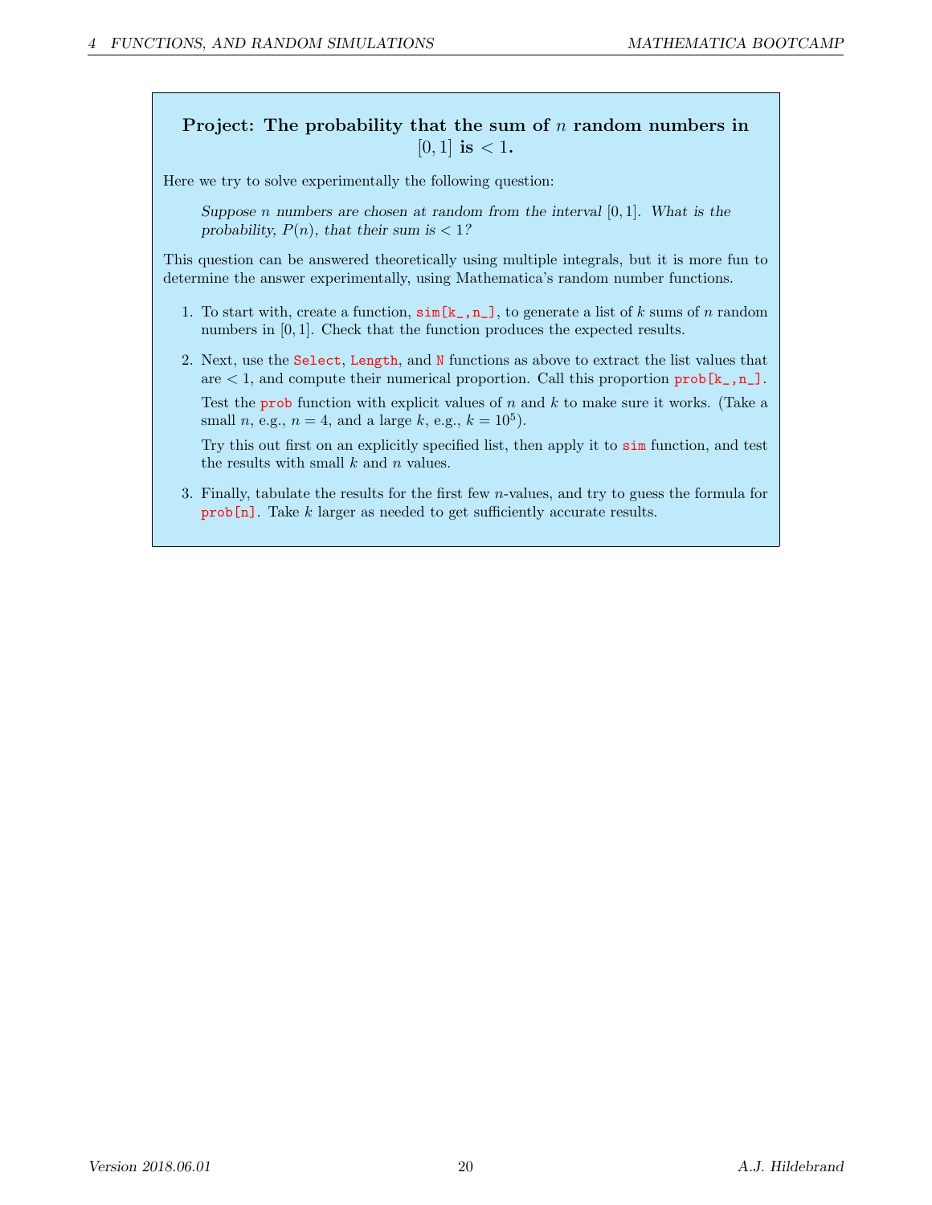### Project: The probability that the sum of $n$ random numbers in $[0, 1]$ is $< 1$.

Here we try to solve experimentally the following question:

> *Suppose $n$ numbers are chosen at random from the interval $[0, 1]$. What is the probability, $P(n)$, that their sum is $< 1$?*

This question can be answered theoretically using multiple integrals, but it is more fun to determine the answer experimentally, using Mathematica's random number functions.

1. To start with, create a function, `sim[k_,n_]`, to generate a list of $k$ sums of $n$ random numbers in $[0, 1]$. Check that the function produces the expected results.

2. Next, use the `Select`, `Length`, and `N` functions as above to extract the list values that are $< 1$, and compute their numerical proportion. Call this proportion `prob[k_,n_]`.

   Test the `prob` function with explicit values of $n$ and $k$ to make sure it works. (Take a small $n$, e.g., $n = 4$, and a large $k$, e.g., $k = 10^5$).

   Try this out first on an explicitly specified list, then apply it to `sim` function, and test the results with small $k$ and $n$ values.

3. Finally, tabulate the results for the first few $n$-values, and try to guess the formula for `prob[n]`. Take $k$ larger as needed to get sufficiently accurate results.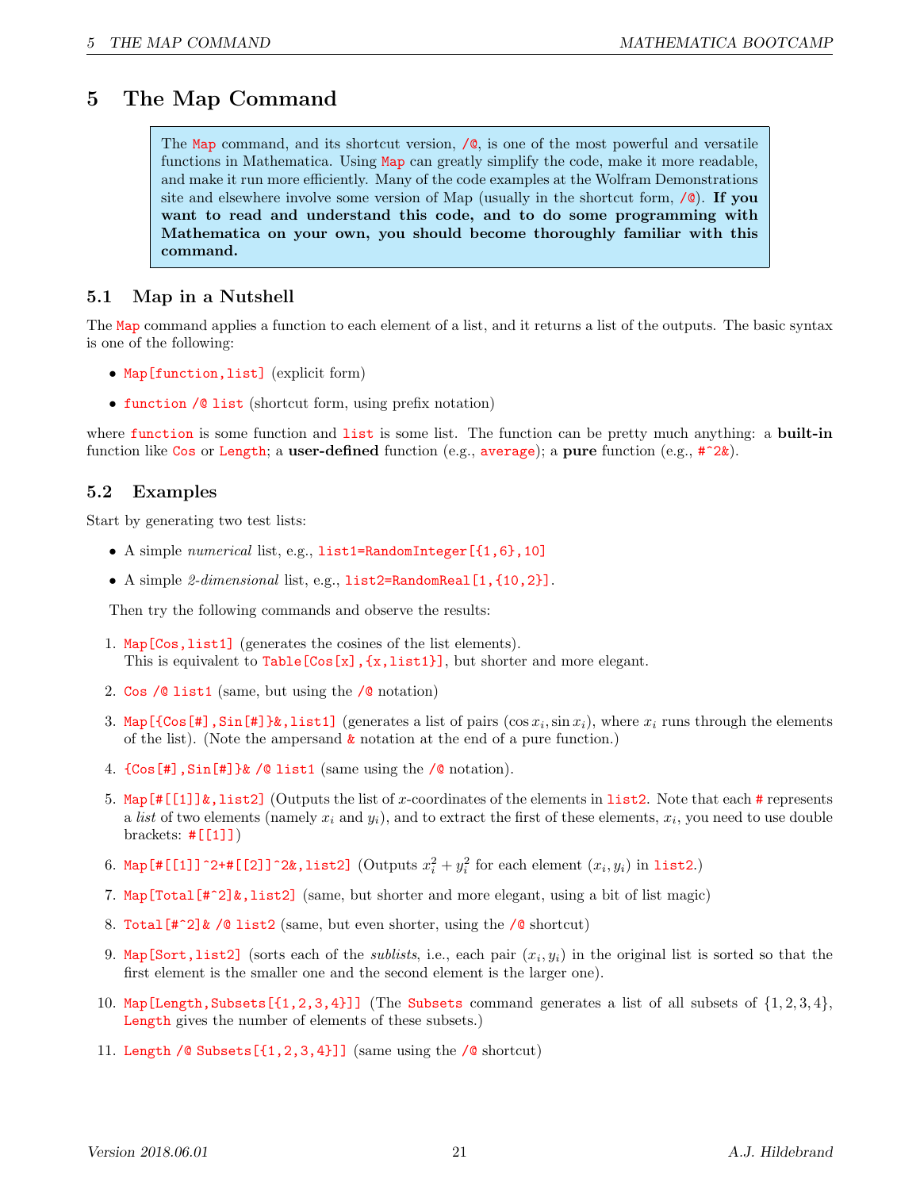# 5 The Map Command

> The `Map` command, and its shortcut version, `/@`, is one of the most powerful and versatile functions in Mathematica. Using `Map` can greatly simplify the code, make it more readable, and make it run more efficiently. Many of the code examples at the Wolfram Demonstrations site and elsewhere involve some version of Map (usually in the shortcut form, `/@`). **If you want to read and understand this code, and to do some programming with Mathematica on your own, you should become thoroughly familiar with this command.**

## 5.1 Map in a Nutshell

The `Map` command applies a function to each element of a list, and it returns a list of the outputs. The basic syntax is one of the following:

- `Map[function,list]` (explicit form)
- `function /@ list` (shortcut form, using prefix notation)

where `function` is some function and `list` is some list. The function can be pretty much anything: a **built-in** function like `Cos` or `Length`; a **user-defined** function (e.g., `average`); a **pure** function (e.g., `#^2&`).

## 5.2 Examples

Start by generating two test lists:

- A simple *numerical* list, e.g., `list1=RandomInteger[{1,6},10]`
- A simple *2-dimensional* list, e.g., `list2=RandomReal[1,{10,2}]`.

Then try the following commands and observe the results:

1. `Map[Cos,list1]` (generates the cosines of the list elements).
   This is equivalent to `Table[Cos[x],{x,list1}]`, but shorter and more elegant.
2. `Cos /@ list1` (same, but using the `/@` notation)
3. `Map[{Cos[#],Sin[#]}&,list1]` (generates a list of pairs $(\cos x_i, \sin x_i)$, where $x_i$ runs through the elements of the list). (Note the ampersand `&` notation at the end of a pure function.)
4. `{Cos[#],Sin[#]}& /@ list1` (same using the `/@` notation).
5. `Map[#[[1]]&,list2]` (Outputs the list of $x$-coordinates of the elements in `list2`. Note that each `#` represents a *list* of two elements (namely $x_i$ and $y_i$), and to extract the first of these elements, $x_i$, you need to use double brackets: `#[[1]]`)
6. `Map[#[[1]]^2+#[[2]]^2&,list2]` (Outputs $x_i^2 + y_i^2$ for each element $(x_i, y_i)$ in `list2`.)
7. `Map[Total[#^2]&,list2]` (same, but shorter and more elegant, using a bit of list magic)
8. `Total[#^2]& /@ list2` (same, but even shorter, using the `/@` shortcut)
9. `Map[Sort,list2]` (sorts each of the *sublists*, i.e., each pair $(x_i, y_i)$ in the original list is sorted so that the first element is the smaller one and the second element is the larger one).
10. `Map[Length,Subsets[{1,2,3,4}]]` (The `Subsets` command generates a list of all subsets of $\{1, 2, 3, 4\}$, `Length` gives the number of elements of these subsets.)
11. `Length /@ Subsets[{1,2,3,4}]]` (same using the `/@` shortcut)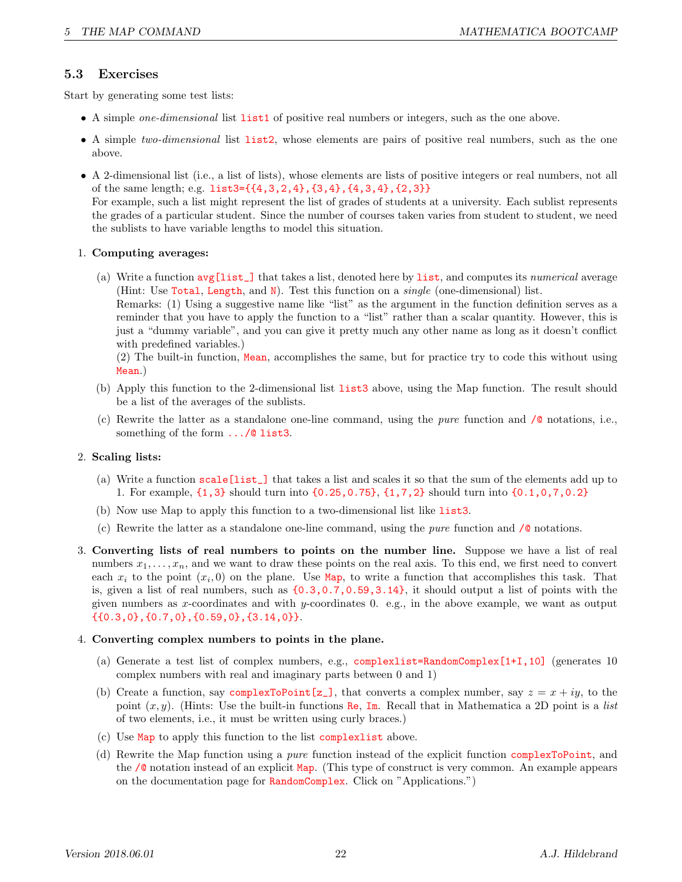## 5.3 Exercises

Start by generating some test lists:

- A simple *one-dimensional* list `list1` of positive real numbers or integers, such as the one above.
- A simple *two-dimensional* list `list2`, whose elements are pairs of positive real numbers, such as the one above.
- A 2-dimensional list (i.e., a list of lists), whose elements are lists of positive integers or real numbers, not all of the same length; e.g. `list3={{4,3,2,4},{3,4},{4,3,4},{2,3}}`
  For example, such a list might represent the list of grades of students at a university. Each sublist represents the grades of a particular student. Since the number of courses taken varies from student to student, we need the sublists to have variable lengths to model this situation.

1. **Computing averages:**

   (a) Write a function `avg[list_]` that takes a list, denoted here by `list`, and computes its *numerical* average (Hint: Use `Total`, `Length`, and `N`). Test this function on a *single* (one-dimensional) list.
   Remarks: (1) Using a suggestive name like "list" as the argument in the function definition serves as a reminder that you have to apply the function to a "list" rather than a scalar quantity. However, this is just a "dummy variable", and you can give it pretty much any other name as long as it doesn't conflict with predefined variables.)
   (2) The built-in function, `Mean`, accomplishes the same, but for practice try to code this without using `Mean`.)

   (b) Apply this function to the 2-dimensional list `list3` above, using the Map function. The result should be a list of the averages of the sublists.

   (c) Rewrite the latter as a standalone one-line command, using the *pure* function and `/@` notations, i.e., something of the form `.../@ list3`.

2. **Scaling lists:**

   (a) Write a function `scale[list_]` that takes a list and scales it so that the sum of the elements add up to 1. For example, `{1,3}` should turn into `{0.25,0.75}`, `{1,7,2}` should turn into `{0.1,0,7,0.2}`

   (b) Now use Map to apply this function to a two-dimensional list like `list3`.

   (c) Rewrite the latter as a standalone one-line command, using the *pure* function and `/@` notations.

3. **Converting lists of real numbers to points on the number line.** Suppose we have a list of real numbers $x_1, \ldots, x_n$, and we want to draw these points on the real axis. To this end, we first need to convert each $x_i$ to the point $(x_i, 0)$ on the plane. Use `Map`, to write a function that accomplishes this task. That is, given a list of real numbers, such as `{0.3,0.7,0.59,3.14}`, it should output a list of points with the given numbers as $x$-coordinates and with $y$-coordinates 0. e.g., in the above example, we want as output `{{0.3,0},{0.7,0},{0.59,0},{3.14,0}}`.

4. **Converting complex numbers to points in the plane.**

   (a) Generate a test list of complex numbers, e.g., `complexlist=RandomComplex[1+I,10]` (generates 10 complex numbers with real and imaginary parts between 0 and 1)

   (b) Create a function, say `complexToPoint[z_]`, that converts a complex number, say $z = x + iy$, to the point $(x, y)$. (Hints: Use the built-in functions `Re`, `Im`. Recall that in Mathematica a 2D point is a *list* of two elements, i.e., it must be written using curly braces.)

   (c) Use `Map` to apply this function to the list `complexlist` above.

   (d) Rewrite the Map function using a *pure* function instead of the explicit function `complexToPoint`, and the `/@` notation instead of an explicit `Map`. (This type of construct is very common. An example appears on the documentation page for `RandomComplex`. Click on "Applications.")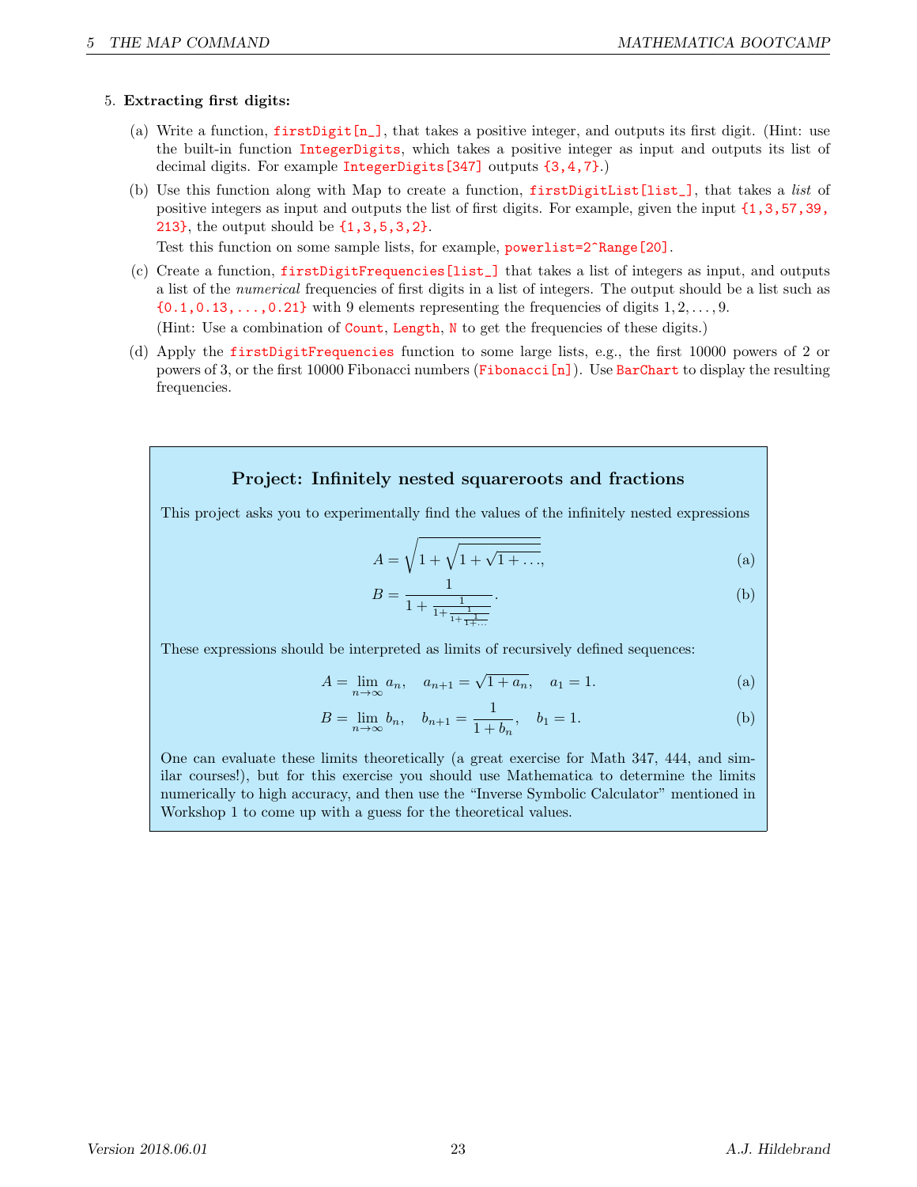5. **Extracting first digits:**

   (a) Write a function, `firstDigit[n_]`, that takes a positive integer, and outputs its first digit. (Hint: use the built-in function `IntegerDigits`, which takes a positive integer as input and outputs its list of decimal digits. For example `IntegerDigits[347]` outputs `{3,4,7}`.)

   (b) Use this function along with Map to create a function, `firstDigitList[list_]`, that takes a *list* of positive integers as input and outputs the list of first digits. For example, given the input `{1,3,57,39, 213}`, the output should be `{1,3,5,3,2}`.

   Test this function on some sample lists, for example, `powerlist=2^Range[20]`.

   (c) Create a function, `firstDigitFrequencies[list_]` that takes a list of integers as input, and outputs a list of the *numerical* frequencies of first digits in a list of integers. The output should be a list such as `{0.1,0.13,...,0.21}` with 9 elements representing the frequencies of digits $1, 2, \ldots, 9$.

   (Hint: Use a combination of `Count`, `Length`, `N` to get the frequencies of these digits.)

   (d) Apply the `firstDigitFrequencies` function to some large lists, e.g., the first 10000 powers of 2 or powers of 3, or the first 10000 Fibonacci numbers (`Fibonacci[n]`). Use `BarChart` to display the resulting frequencies.

### Project: Infinitely nested squareroots and fractions

This project asks you to experimentally find the values of the infinitely nested expressions

$$A = \sqrt{1 + \sqrt{1 + \sqrt{1 + \ldots}}}, \tag{a}$$

$$B = \frac{1}{1 + \frac{1}{1 + \frac{1}{1 + \frac{1}{1 + \ldots}}}}. \tag{b}$$

These expressions should be interpreted as limits of recursively defined sequences:

$$A = \lim_{n \to \infty} a_n, \quad a_{n+1} = \sqrt{1 + a_n}, \quad a_1 = 1. \tag{a}$$

$$B = \lim_{n \to \infty} b_n, \quad b_{n+1} = \frac{1}{1 + b_n}, \quad b_1 = 1. \tag{b}$$

One can evaluate these limits theoretically (a great exercise for Math 347, 444, and similar courses!), but for this exercise you should use Mathematica to determine the limits numerically to high accuracy, and then use the "Inverse Symbolic Calculator" mentioned in Workshop 1 to come up with a guess for the theoretical values.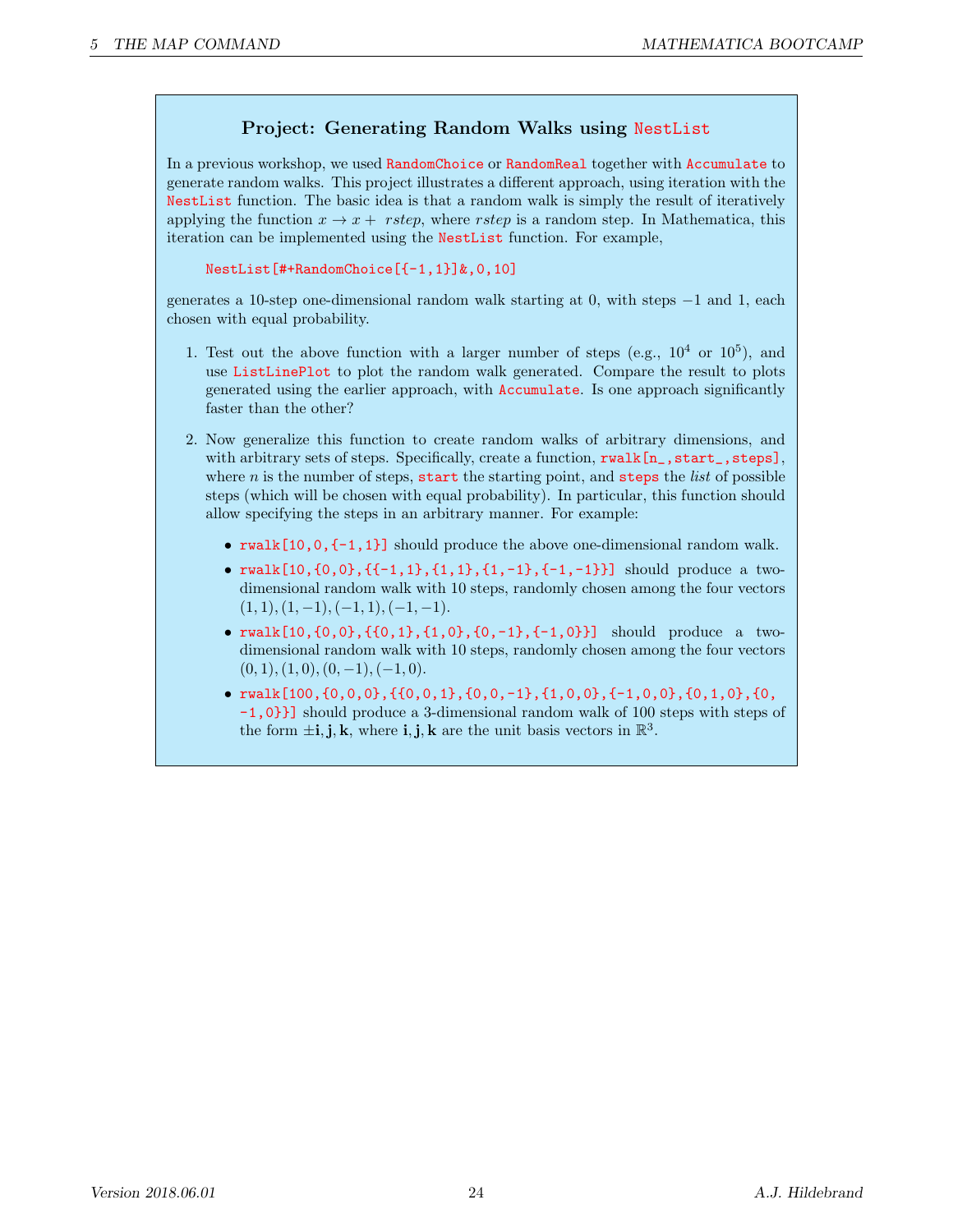## Project: Generating Random Walks using `NestList`

In a previous workshop, we used `RandomChoice` or `RandomReal` together with `Accumulate` to generate random walks. This project illustrates a different approach, using iteration with the `NestList` function. The basic idea is that a random walk is simply the result of iteratively applying the function $x \to x + \ rstep$, where $rstep$ is a random step. In Mathematica, this iteration can be implemented using the `NestList` function. For example,

```
NestList[#+RandomChoice[{-1,1}]&,0,10]
```

generates a 10-step one-dimensional random walk starting at 0, with steps $-1$ and 1, each chosen with equal probability.

1. Test out the above function with a larger number of steps (e.g., $10^4$ or $10^5$), and use `ListLinePlot` to plot the random walk generated. Compare the result to plots generated using the earlier approach, with `Accumulate`. Is one approach significantly faster than the other?

2. Now generalize this function to create random walks of arbitrary dimensions, and with arbitrary sets of steps. Specifically, create a function, `rwalk[n_,start_,steps]`, where $n$ is the number of steps, `start` the starting point, and `steps` the *list* of possible steps (which will be chosen with equal probability). In particular, this function should allow specifying the steps in an arbitrary manner. For example:

   - `rwalk[10,0,{-1,1}]` should produce the above one-dimensional random walk.
   - `rwalk[10,{0,0},{{-1,1},{1,1},{1,-1},{-1,-1}}]` should produce a two-dimensional random walk with 10 steps, randomly chosen among the four vectors $(1,1),(1,-1),(-1,1),(-1,-1)$.
   - `rwalk[10,{0,0},{{0,1},{1,0},{0,-1},{-1,0}}]` should produce a two-dimensional random walk with 10 steps, randomly chosen among the four vectors $(0,1),(1,0),(0,-1),(-1,0)$.
   - `rwalk[100,{0,0,0},{{0,0,1},{0,0,-1},{1,0,0},{-1,0,0},{0,1,0},{0, -1,0}}]` should produce a 3-dimensional random walk of 100 steps with steps of the form $\pm\mathbf{i},\mathbf{j},\mathbf{k}$, where $\mathbf{i},\mathbf{j},\mathbf{k}$ are the unit basis vectors in $\mathbb{R}^3$.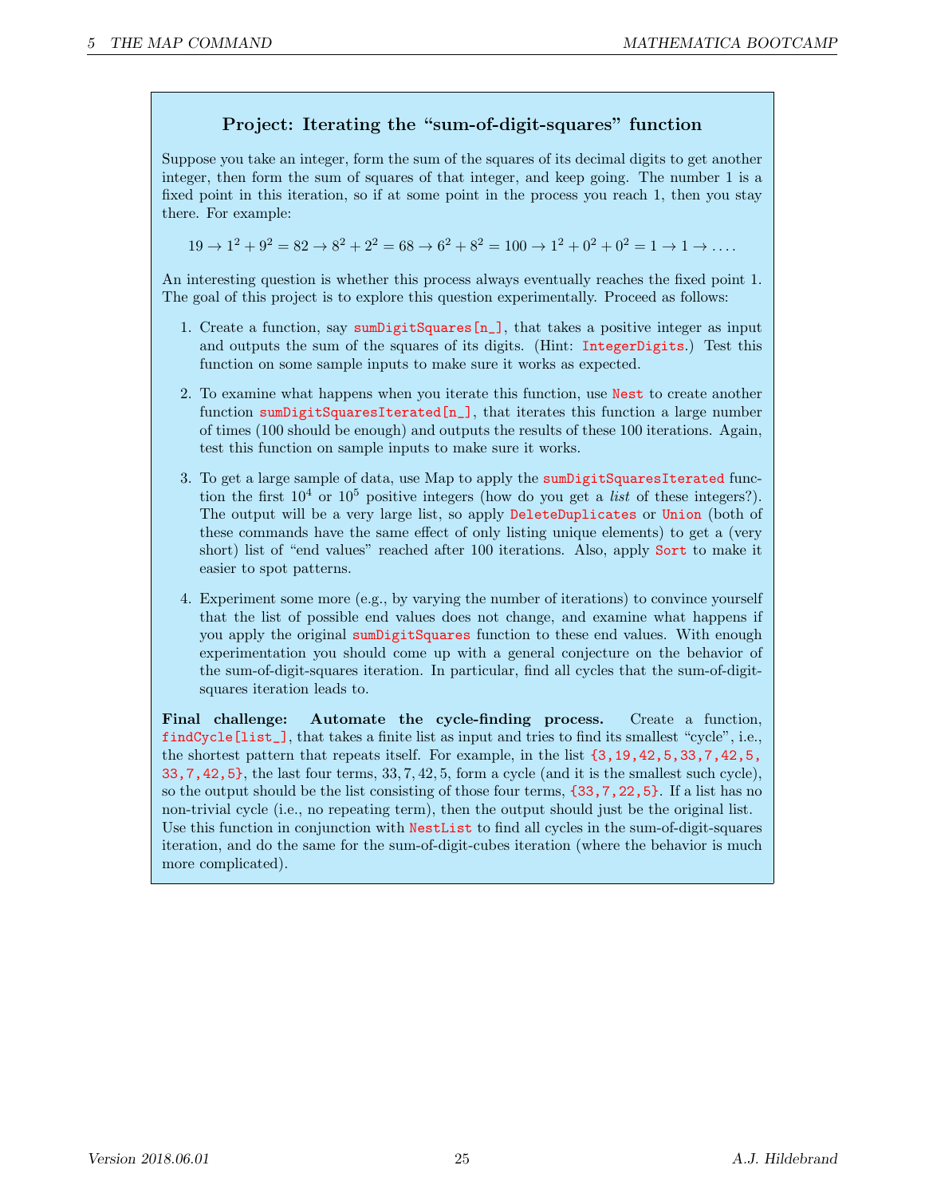## Project: Iterating the "sum-of-digit-squares" function

Suppose you take an integer, form the sum of the squares of its decimal digits to get another integer, then form the sum of squares of that integer, and keep going. The number 1 is a fixed point in this iteration, so if at some point in the process you reach 1, then you stay there. For example:

$$19 \to 1^2 + 9^2 = 82 \to 8^2 + 2^2 = 68 \to 6^2 + 8^2 = 100 \to 1^2 + 0^2 + 0^2 = 1 \to 1 \to \dots.$$

An interesting question is whether this process always eventually reaches the fixed point 1. The goal of this project is to explore this question experimentally. Proceed as follows:

1. Create a function, say `sumDigitSquares[n_]`, that takes a positive integer as input and outputs the sum of the squares of its digits. (Hint: `IntegerDigits`.) Test this function on some sample inputs to make sure it works as expected.

2. To examine what happens when you iterate this function, use `Nest` to create another function `sumDigitSquaresIterated[n_]`, that iterates this function a large number of times (100 should be enough) and outputs the results of these 100 iterations. Again, test this function on sample inputs to make sure it works.

3. To get a large sample of data, use Map to apply the `sumDigitSquaresIterated` function the first $10^4$ or $10^5$ positive integers (how do you get a *list* of these integers?). The output will be a very large list, so apply `DeleteDuplicates` or `Union` (both of these commands have the same effect of only listing unique elements) to get a (very short) list of "end values" reached after 100 iterations. Also, apply `Sort` to make it easier to spot patterns.

4. Experiment some more (e.g., by varying the number of iterations) to convince yourself that the list of possible end values does not change, and examine what happens if you apply the original `sumDigitSquares` function to these end values. With enough experimentation you should come up with a general conjecture on the behavior of the sum-of-digit-squares iteration. In particular, find all cycles that the sum-of-digit-squares iteration leads to.

**Final challenge: Automate the cycle-finding process.** Create a function, `findCycle[list_]`, that takes a finite list as input and tries to find its smallest "cycle", i.e., the shortest pattern that repeats itself. For example, in the list `{3,19,42,5,33,7,42,5,33,7,42,5}`, the last four terms, $33, 7, 42, 5$, form a cycle (and it is the smallest such cycle), so the output should be the list consisting of those four terms, `{33,7,22,5}`. If a list has no non-trivial cycle (i.e., no repeating term), then the output should just be the original list. Use this function in conjunction with `NestList` to find all cycles in the sum-of-digit-squares iteration, and do the same for the sum-of-digit-cubes iteration (where the behavior is much more complicated).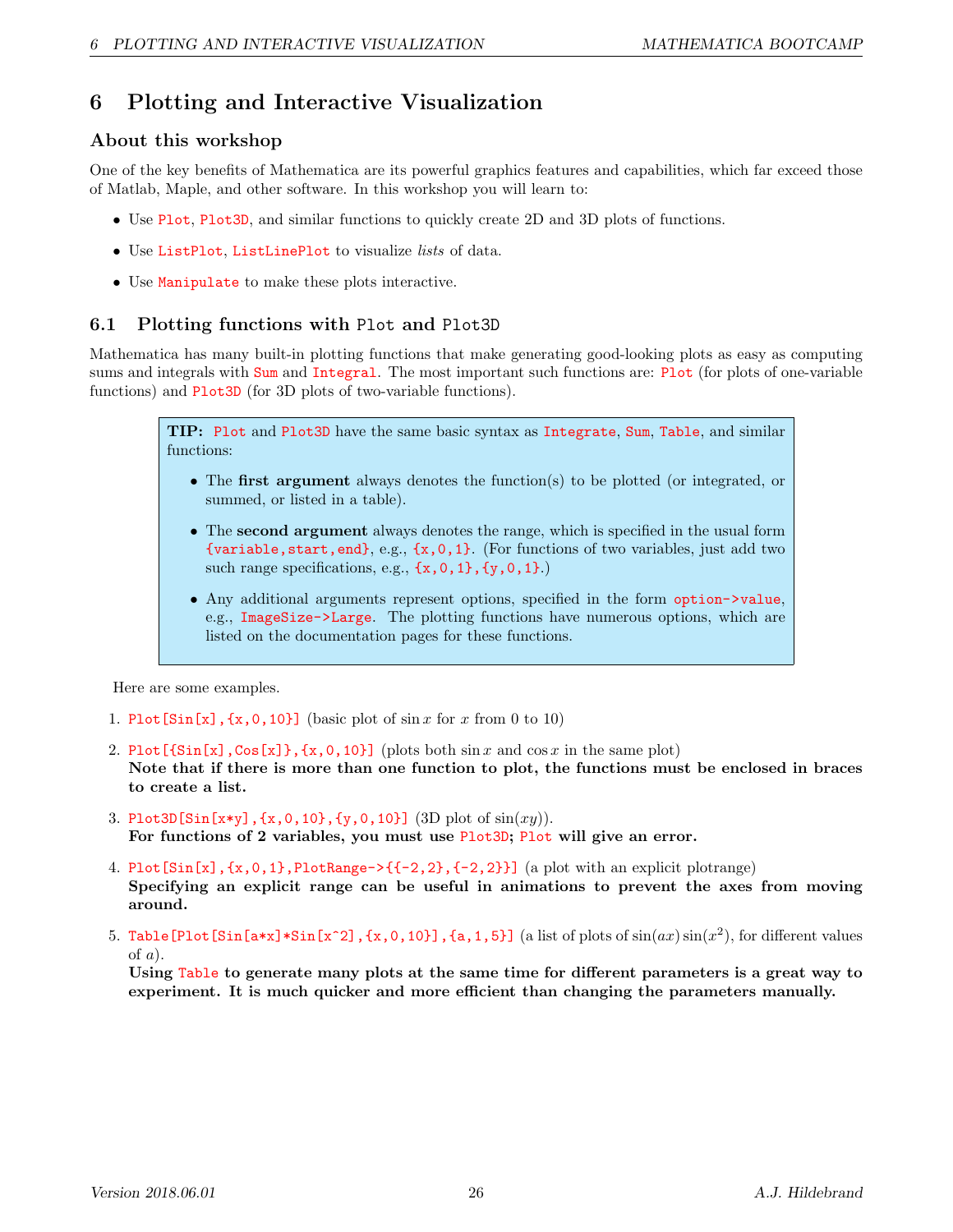# 6 Plotting and Interactive Visualization

## About this workshop

One of the key benefits of Mathematica are its powerful graphics features and capabilities, which far exceed those of Matlab, Maple, and other software. In this workshop you will learn to:

- Use `Plot`, `Plot3D`, and similar functions to quickly create 2D and 3D plots of functions.
- Use `ListPlot`, `ListLinePlot` to visualize *lists* of data.
- Use `Manipulate` to make these plots interactive.

## 6.1 Plotting functions with Plot and Plot3D

Mathematica has many built-in plotting functions that make generating good-looking plots as easy as computing sums and integrals with `Sum` and `Integral`. The most important such functions are: `Plot` (for plots of one-variable functions) and `Plot3D` (for 3D plots of two-variable functions).

> **TIP:** `Plot` and `Plot3D` have the same basic syntax as `Integrate`, `Sum`, `Table`, and similar functions:
>
> - The **first argument** always denotes the function(s) to be plotted (or integrated, or summed, or listed in a table).
> - The **second argument** always denotes the range, which is specified in the usual form `{variable,start,end}`, e.g., `{x,0,1}`. (For functions of two variables, just add two such range specifications, e.g., `{x,0,1},{y,0,1}`.)
> - Any additional arguments represent options, specified in the form `option->value`, e.g., `ImageSize->Large`. The plotting functions have numerous options, which are listed on the documentation pages for these functions.

Here are some examples.

1. `Plot[Sin[x],{x,0,10}]` (basic plot of $\sin x$ for $x$ from 0 to 10)
2. `Plot[{Sin[x],Cos[x]},{x,0,10}]` (plots both $\sin x$ and $\cos x$ in the same plot)
   **Note that if there is more than one function to plot, the functions must be enclosed in braces to create a list.**
3. `Plot3D[Sin[x*y],{x,0,10},{y,0,10}]` (3D plot of $\sin(xy)$).
   **For functions of 2 variables, you must use `Plot3D`; `Plot` will give an error.**
4. `Plot[Sin[x],{x,0,1},PlotRange->{{-2,2},{-2,2}}]` (a plot with an explicit plotrange)
   **Specifying an explicit range can be useful in animations to prevent the axes from moving around.**
5. `Table[Plot[Sin[a*x]*Sin[x^2],{x,0,10}],{a,1,5}]` (a list of plots of $\sin(ax)\sin(x^2)$, for different values of $a$).
   **Using `Table` to generate many plots at the same time for different parameters is a great way to experiment. It is much quicker and more efficient than changing the parameters manually.**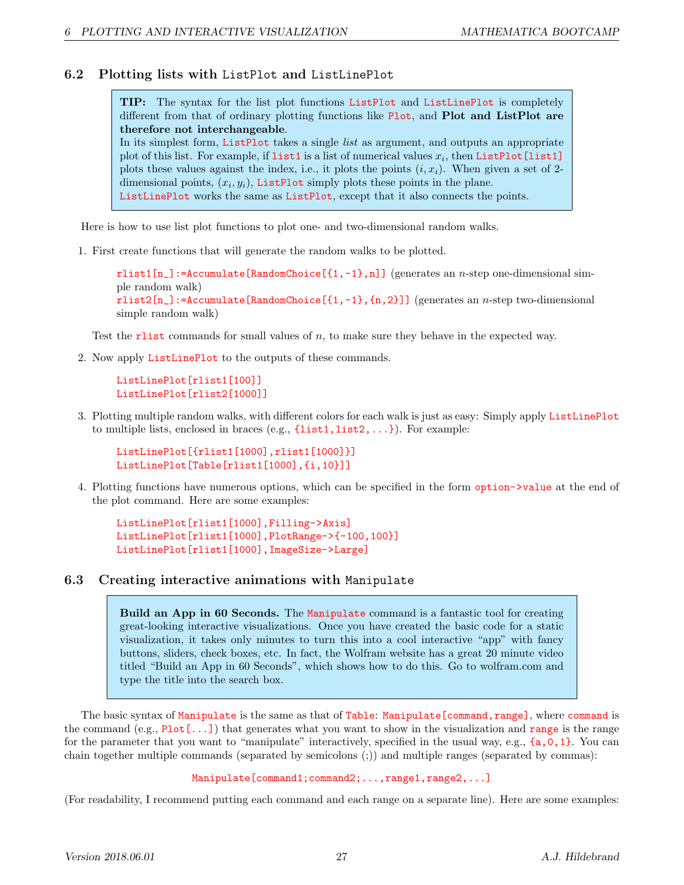## 6.2 Plotting lists with `ListPlot` and `ListLinePlot`

> **TIP:** The syntax for the list plot functions `ListPlot` and `ListLinePlot` is completely different from that of ordinary plotting functions like `Plot`, and **Plot and ListPlot are therefore not interchangeable**.
> In its simplest form, `ListPlot` takes a single *list* as argument, and outputs an appropriate plot of this list. For example, if `list1` is a list of numerical values $x_i$, then `ListPlot[list1]` plots these values against the index, i.e., it plots the points $(i, x_i)$. When given a set of 2-dimensional points, $(x_i, y_i)$, `ListPlot` simply plots these points in the plane.
> `ListLinePlot` works the same as `ListPlot`, except that it also connects the points.

Here is how to use list plot functions to plot one- and two-dimensional random walks.

1. First create functions that will generate the random walks to be plotted.

   `rlist1[n_]:=Accumulate[RandomChoice[{1,-1},n]]` (generates an $n$-step one-dimensional simple random walk)
   `rlist2[n_]:=Accumulate[RandomChoice[{1,-1},{n,2}]]` (generates an $n$-step two-dimensional simple random walk)

   Test the `rlist` commands for small values of $n$, to make sure they behave in the expected way.

2. Now apply `ListLinePlot` to the outputs of these commands.

   ```
   ListLinePlot[rlist1[100]]
   ListLinePlot[rlist2[1000]]
   ```

3. Plotting multiple random walks, with different colors for each walk is just as easy: Simply apply `ListLinePlot` to multiple lists, enclosed in braces (e.g., `{list1,list2,...}`). For example:

   ```
   ListLinePlot[{rlist1[1000],rlist1[1000]}]
   ListLinePlot[Table[rlist1[1000],{i,10}]]
   ```

4. Plotting functions have numerous options, which can be specified in the form `option->value` at the end of the plot command. Here are some examples:

   ```
   ListLinePlot[rlist1[1000],Filling->Axis]
   ListLinePlot[rlist1[1000],PlotRange->{-100,100}]
   ListLinePlot[rlist1[1000],ImageSize->Large]
   ```

## 6.3 Creating interactive animations with `Manipulate`

> **Build an App in 60 Seconds.** The `Manipulate` command is a fantastic tool for creating great-looking interactive visualizations. Once you have created the basic code for a static visualization, it takes only minutes to turn this into a cool interactive "app" with fancy buttons, sliders, check boxes, etc. In fact, the Wolfram website has a great 20 minute video titled "Build an App in 60 Seconds", which shows how to do this. Go to wolfram.com and type the title into the search box.

The basic syntax of `Manipulate` is the same as that of `Table`: `Manipulate[command,range]`, where `command` is the command (e.g., `Plot[...]`) that generates what you want to show in the visualization and `range` is the range for the parameter that you want to "manipulate" interactively, specified in the usual way, e.g., `{a,0,1}`. You can chain together multiple commands (separated by semicolons (;)) and multiple ranges (separated by commas):

```
Manipulate[command1;command2;...,range1,range2,...]
```

(For readability, I recommend putting each command and each range on a separate line). Here are some examples: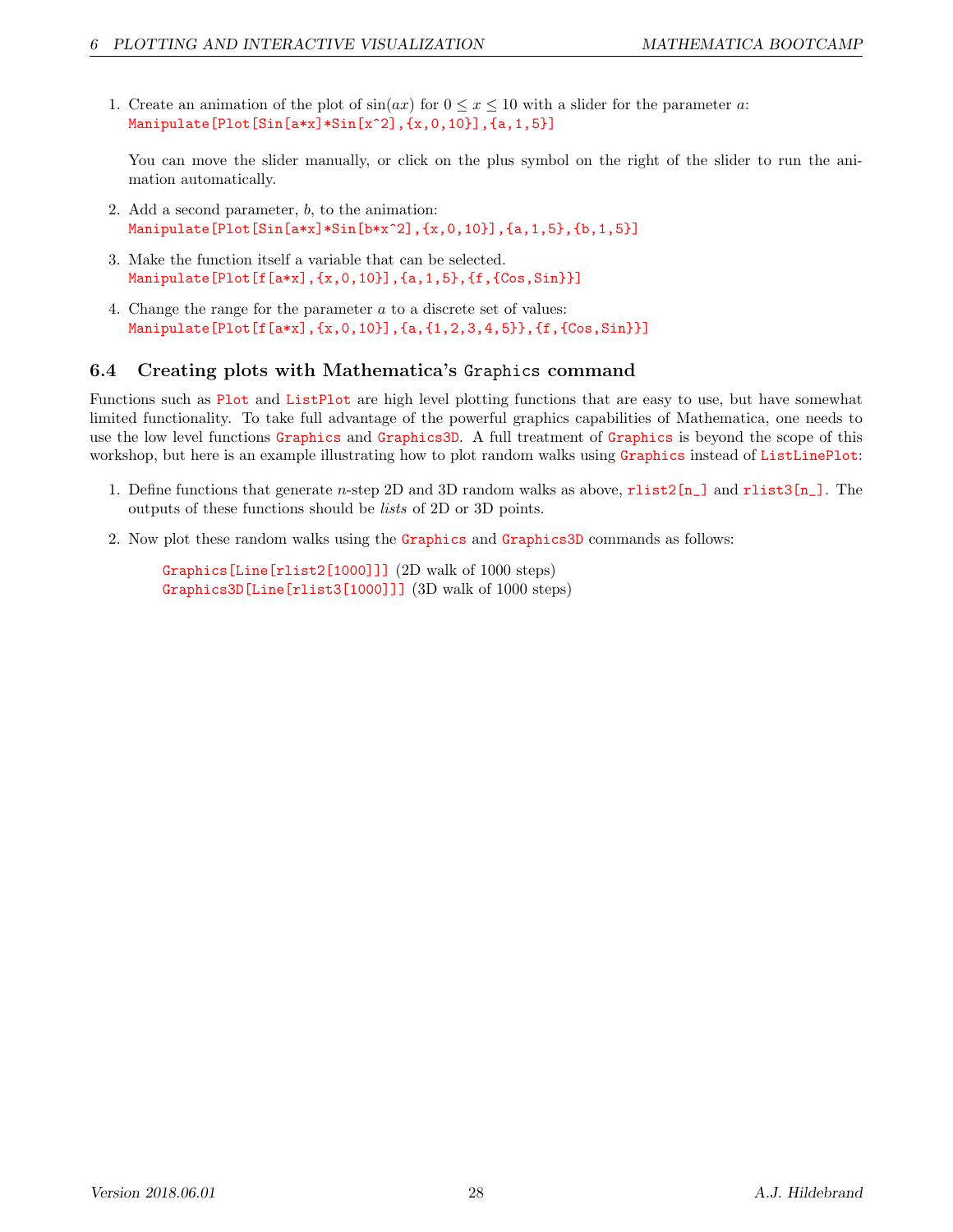1. Create an animation of the plot of $\sin(ax)$ for $0 \le x \le 10$ with a slider for the parameter $a$:
   `Manipulate[Plot[Sin[a*x]*Sin[x^2],{x,0,10}],{a,1,5}]`

   You can move the slider manually, or click on the plus symbol on the right of the slider to run the animation automatically.

2. Add a second parameter, $b$, to the animation:
   `Manipulate[Plot[Sin[a*x]*Sin[b*x^2],{x,0,10}],{a,1,5},{b,1,5}]`

3. Make the function itself a variable that can be selected.
   `Manipulate[Plot[f[a*x],{x,0,10}],{a,1,5},{f,{Cos,Sin}}]`

4. Change the range for the parameter $a$ to a discrete set of values:
   `Manipulate[Plot[f[a*x],{x,0,10}],{a,{1,2,3,4,5}},{f,{Cos,Sin}}]`

## 6.4 Creating plots with Mathematica's `Graphics` command

Functions such as `Plot` and `ListPlot` are high level plotting functions that are easy to use, but have somewhat limited functionality. To take full advantage of the powerful graphics capabilities of Mathematica, one needs to use the low level functions `Graphics` and `Graphics3D`. A full treatment of `Graphics` is beyond the scope of this workshop, but here is an example illustrating how to plot random walks using `Graphics` instead of `ListLinePlot`:

1. Define functions that generate $n$-step 2D and 3D random walks as above, `rlist2[n_]` and `rlist3[n_]`. The outputs of these functions should be *lists* of 2D or 3D points.

2. Now plot these random walks using the `Graphics` and `Graphics3D` commands as follows:

   `Graphics[Line[rlist2[1000]]]` (2D walk of 1000 steps)
   `Graphics3D[Line[rlist3[1000]]]` (3D walk of 1000 steps)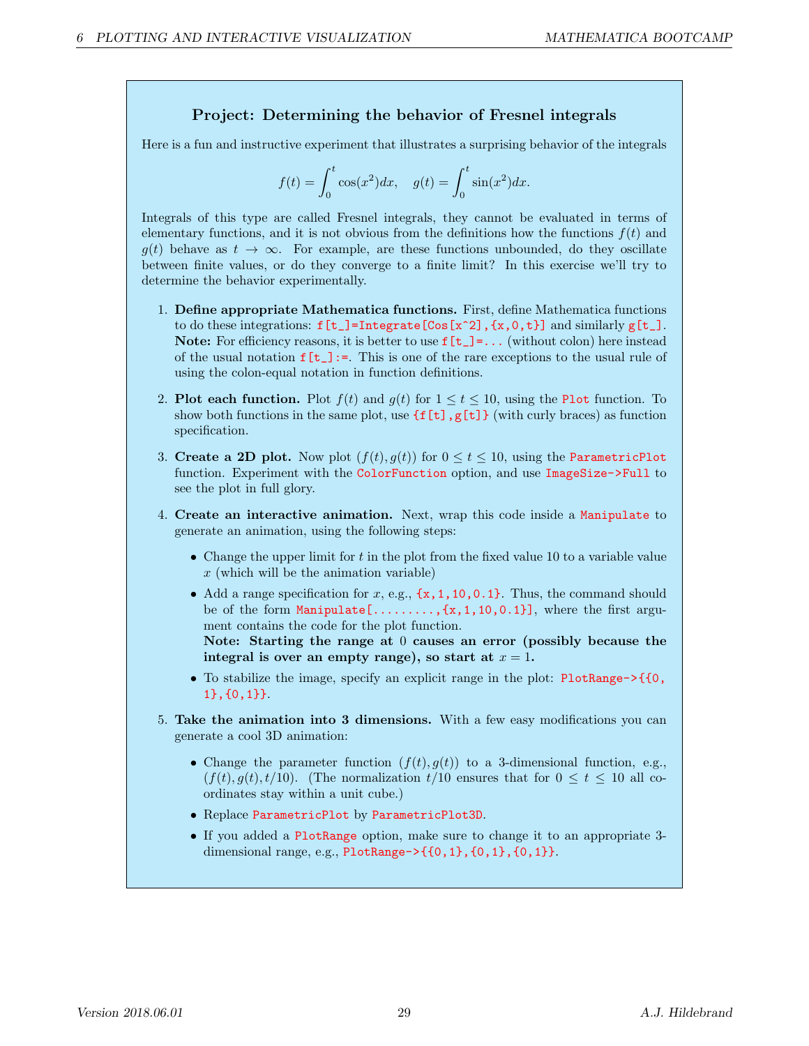## Project: Determining the behavior of Fresnel integrals

Here is a fun and instructive experiment that illustrates a surprising behavior of the integrals

$$f(t) = \int_0^t \cos(x^2)dx, \quad g(t) = \int_0^t \sin(x^2)dx.$$

Integrals of this type are called Fresnel integrals, they cannot be evaluated in terms of elementary functions, and it is not obvious from the definitions how the functions $f(t)$ and $g(t)$ behave as $t \to \infty$. For example, are these functions unbounded, do they oscillate between finite values, or do they converge to a finite limit? In this exercise we'll try to determine the behavior experimentally.

1. **Define appropriate Mathematica functions.** First, define Mathematica functions to do these integrations: `f[t_]=Integrate[Cos[x^2],{x,0,t}]` and similarly `g[t_]`. **Note:** For efficiency reasons, it is better to use `f[t_]=...` (without colon) here instead of the usual notation `f[t_]:=`. This is one of the rare exceptions to the usual rule of using the colon-equal notation in function definitions.

2. **Plot each function.** Plot $f(t)$ and $g(t)$ for $1 \le t \le 10$, using the `Plot` function. To show both functions in the same plot, use `{f[t],g[t]}` (with curly braces) as function specification.

3. **Create a 2D plot.** Now plot $(f(t), g(t))$ for $0 \le t \le 10$, using the `ParametricPlot` function. Experiment with the `ColorFunction` option, and use `ImageSize->Full` to see the plot in full glory.

4. **Create an interactive animation.** Next, wrap this code inside a `Manipulate` to generate an animation, using the following steps:
   - Change the upper limit for $t$ in the plot from the fixed value 10 to a variable value $x$ (which will be the animation variable)
   - Add a range specification for $x$, e.g., `{x,1,10,0.1}`. Thus, the command should be of the form `Manipulate[.........,{x,1,10,0.1}]`, where the first argument contains the code for the plot function.
     **Note: Starting the range at 0 causes an error (possibly because the integral is over an empty range), so start at $x = 1$.**
   - To stabilize the image, specify an explicit range in the plot: `PlotRange->{{0,1},{0,1}}`.

5. **Take the animation into 3 dimensions.** With a few easy modifications you can generate a cool 3D animation:
   - Change the parameter function $(f(t), g(t))$ to a 3-dimensional function, e.g., $(f(t), g(t), t/10)$. (The normalization $t/10$ ensures that for $0 \le t \le 10$ all coordinates stay within a unit cube.)
   - Replace `ParametricPlot` by `ParametricPlot3D`.
   - If you added a `PlotRange` option, make sure to change it to an appropriate 3-dimensional range, e.g., `PlotRange->{{0,1},{0,1},{0,1}}`.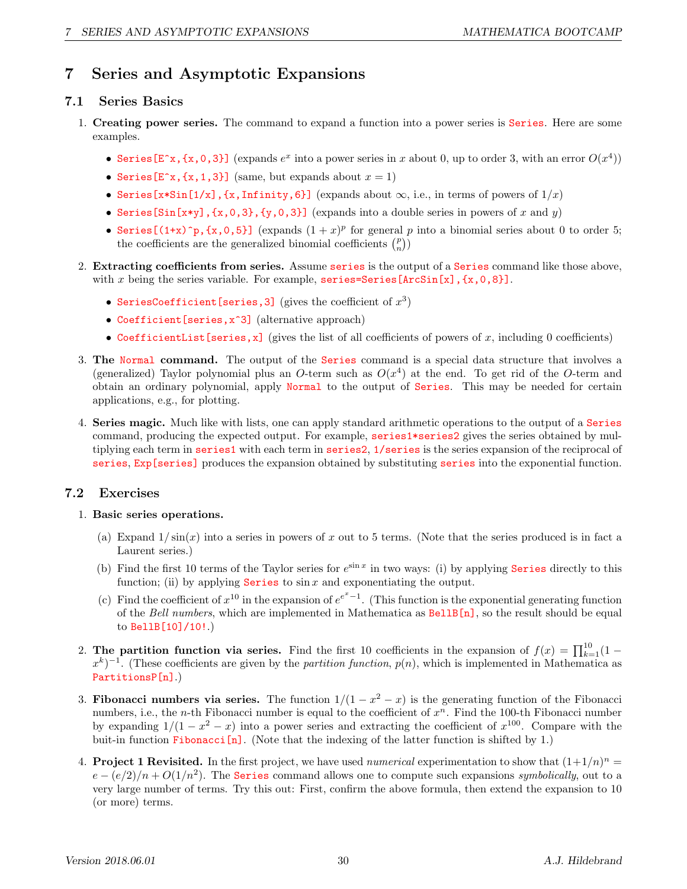# 7 Series and Asymptotic Expansions

## 7.1 Series Basics

1. **Creating power series.** The command to expand a function into a power series is `Series`. Here are some examples.

   - `Series[E^x,{x,0,3}]` (expands $e^x$ into a power series in $x$ about 0, up to order 3, with an error $O(x^4)$)
   - `Series[E^x,{x,1,3}]` (same, but expands about $x = 1$)
   - `Series[x*Sin[1/x],{x,Infinity,6}]` (expands about $\infty$, i.e., in terms of powers of $1/x$)
   - `Series[Sin[x*y],{x,0,3},{y,0,3}]` (expands into a double series in powers of $x$ and $y$)
   - `Series[(1+x)^p,{x,0,5}]` (expands $(1 + x)^p$ for general $p$ into a binomial series about 0 to order 5; the coefficients are the generalized binomial coefficients $\binom{p}{n}$)

2. **Extracting coefficients from series.** Assume `series` is the output of a `Series` command like those above, with $x$ being the series variable. For example, `series=Series[ArcSin[x],{x,0,8}]`.

   - `SeriesCoefficient[series,3]` (gives the coefficient of $x^3$)
   - `Coefficient[series,x^3]` (alternative approach)
   - `CoefficientList[series,x]` (gives the list of all coefficients of powers of $x$, including 0 coefficients)

3. **The `Normal` command.** The output of the `Series` command is a special data structure that involves a (generalized) Taylor polynomial plus an $O$-term such as $O(x^4)$ at the end. To get rid of the $O$-term and obtain an ordinary polynomial, apply `Normal` to the output of `Series`. This may be needed for certain applications, e.g., for plotting.

4. **Series magic.** Much like with lists, one can apply standard arithmetic operations to the output of a `Series` command, producing the expected output. For example, `series1*series2` gives the series obtained by multiplying each term in `series1` with each term in `series2`, `1/series` is the series expansion of the reciprocal of `series`, `Exp[series]` produces the expansion obtained by substituting `series` into the exponential function.

## 7.2 Exercises

1. **Basic series operations.**

   (a) Expand $1/\sin(x)$ into a series in powers of $x$ out to 5 terms. (Note that the series produced is in fact a Laurent series.)

   (b) Find the first 10 terms of the Taylor series for $e^{\sin x}$ in two ways: (i) by applying `Series` directly to this function; (ii) by applying `Series` to $\sin x$ and exponentiating the output.

   (c) Find the coefficient of $x^{10}$ in the expansion of $e^{e^x-1}$. (This function is the exponential generating function of the *Bell numbers*, which are implemented in Mathematica as `BellB[n]`, so the result should be equal to `BellB[10]/10!`.)

2. **The partition function via series.** Find the first 10 coefficients in the expansion of $f(x) = \prod_{k=1}^{10}(1 - x^k)^{-1}$. (These coefficients are given by the *partition function*, $p(n)$, which is implemented in Mathematica as `PartitionsP[n]`.)

3. **Fibonacci numbers via series.** The function $1/(1 - x^2 - x)$ is the generating function of the Fibonacci numbers, i.e., the $n$-th Fibonacci number is equal to the coefficient of $x^n$. Find the 100-th Fibonacci number by expanding $1/(1 - x^2 - x)$ into a power series and extracting the coefficient of $x^{100}$. Compare with the buit-in function `Fibonacci[n]`. (Note that the indexing of the latter function is shifted by 1.)

4. **Project 1 Revisited.** In the first project, we have used *numerical* experimentation to show that $(1+1/n)^n = e - (e/2)/n + O(1/n^2)$. The `Series` command allows one to compute such expansions *symbolically*, out to a very large number of terms. Try this out: First, confirm the above formula, then extend the expansion to 10 (or more) terms.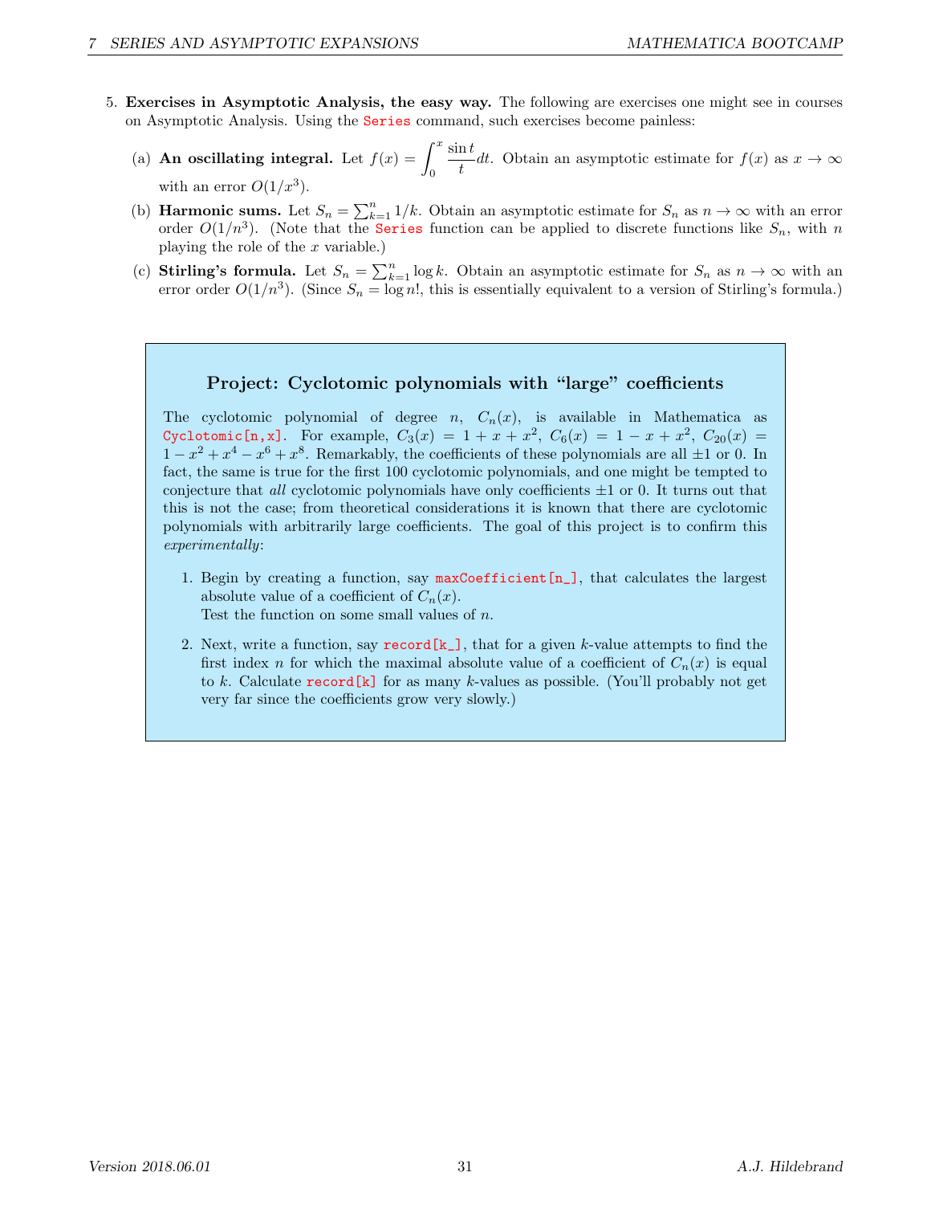5. **Exercises in Asymptotic Analysis, the easy way.** The following are exercises one might see in courses on Asymptotic Analysis. Using the `Series` command, such exercises become painless:

   (a) **An oscillating integral.** Let $f(x) = \int_0^x \frac{\sin t}{t} dt$. Obtain an asymptotic estimate for $f(x)$ as $x \to \infty$ with an error $O(1/x^3)$.

   (b) **Harmonic sums.** Let $S_n = \sum_{k=1}^n 1/k$. Obtain an asymptotic estimate for $S_n$ as $n \to \infty$ with an error order $O(1/n^3)$. (Note that the `Series` function can be applied to discrete functions like $S_n$, with $n$ playing the role of the $x$ variable.)

   (c) **Stirling's formula.** Let $S_n = \sum_{k=1}^n \log k$. Obtain an asymptotic estimate for $S_n$ as $n \to \infty$ with an error order $O(1/n^3)$. (Since $S_n = \log n!$, this is essentially equivalent to a version of Stirling's formula.)

### Project: Cyclotomic polynomials with "large" coefficients

The cyclotomic polynomial of degree $n$, $C_n(x)$, is available in Mathematica as `Cyclotomic[n,x]`. For example, $C_3(x) = 1 + x + x^2$, $C_6(x) = 1 - x + x^2$, $C_{20}(x) = 1 - x^2 + x^4 - x^6 + x^8$. Remarkably, the coefficients of these polynomials are all $\pm 1$ or 0. In fact, the same is true for the first 100 cyclotomic polynomials, and one might be tempted to conjecture that *all* cyclotomic polynomials have only coefficients $\pm 1$ or 0. It turns out that this is not the case; from theoretical considerations it is known that there are cyclotomic polynomials with arbitrarily large coefficients. The goal of this project is to confirm this *experimentally*:

1. Begin by creating a function, say `maxCoefficient[n_]`, that calculates the largest absolute value of a coefficient of $C_n(x)$.
   Test the function on some small values of $n$.

2. Next, write a function, say `record[k_]`, that for a given $k$-value attempts to find the first index $n$ for which the maximal absolute value of a coefficient of $C_n(x)$ is equal to $k$. Calculate `record[k]` for as many $k$-values as possible. (You'll probably not get very far since the coefficients grow very slowly.)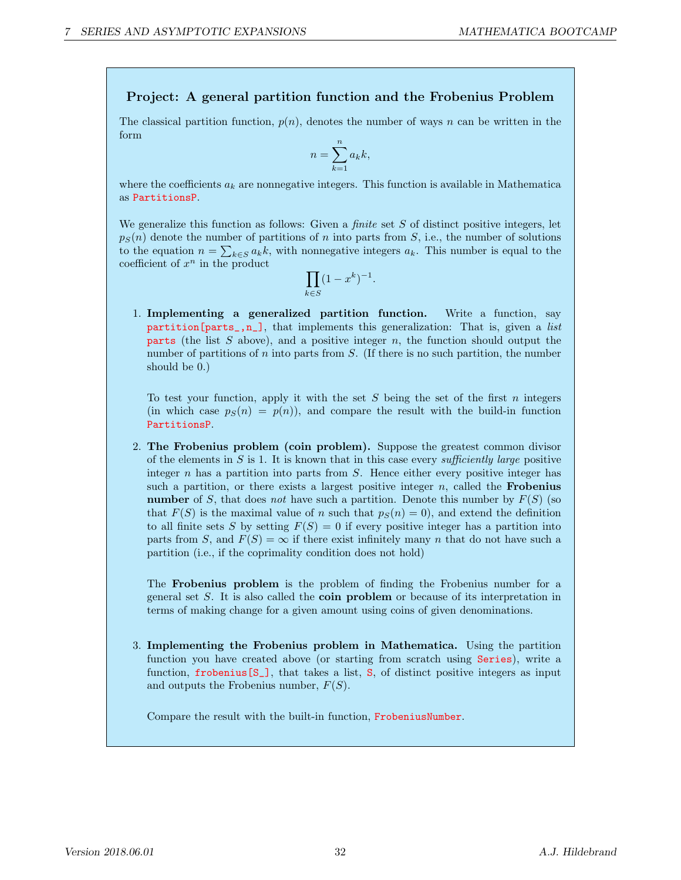## Project: A general partition function and the Frobenius Problem

The classical partition function, $p(n)$, denotes the number of ways $n$ can be written in the form

$$n = \sum_{k=1}^{n} a_k k,$$

where the coefficients $a_k$ are nonnegative integers. This function is available in Mathematica as PartitionsP.

We generalize this function as follows: Given a *finite* set $S$ of distinct positive integers, let $p_S(n)$ denote the number of partitions of $n$ into parts from $S$, i.e., the number of solutions to the equation $n = \sum_{k \in S} a_k k$, with nonnegative integers $a_k$. This number is equal to the coefficient of $x^n$ in the product

$$\prod_{k \in S} (1 - x^k)^{-1}.$$

1. **Implementing a generalized partition function.** Write a function, say partition[parts_,n_], that implements this generalization: That is, given a *list* parts (the list $S$ above), and a positive integer $n$, the function should output the number of partitions of $n$ into parts from $S$. (If there is no such partition, the number should be 0.)

   To test your function, apply it with the set $S$ being the set of the first $n$ integers (in which case $p_S(n) = p(n)$), and compare the result with the build-in function PartitionsP.

2. **The Frobenius problem (coin problem).** Suppose the greatest common divisor of the elements in $S$ is 1. It is known that in this case every *sufficiently large* positive integer $n$ has a partition into parts from $S$. Hence either every positive integer has such a partition, or there exists a largest positive integer $n$, called the **Frobenius number** of $S$, that does *not* have such a partition. Denote this number by $F(S)$ (so that $F(S)$ is the maximal value of $n$ such that $p_S(n) = 0$), and extend the definition to all finite sets $S$ by setting $F(S) = 0$ if every positive integer has a partition into parts from $S$, and $F(S) = \infty$ if there exist infinitely many $n$ that do not have such a partition (i.e., if the coprimality condition does not hold)

   The **Frobenius problem** is the problem of finding the Frobenius number for a general set $S$. It is also called the **coin problem** or because of its interpretation in terms of making change for a given amount using coins of given denominations.

3. **Implementing the Frobenius problem in Mathematica.** Using the partition function you have created above (or starting from scratch using Series), write a function, frobenius[S_], that takes a list, S, of distinct positive integers as input and outputs the Frobenius number, $F(S)$.

   Compare the result with the built-in function, FrobeniusNumber.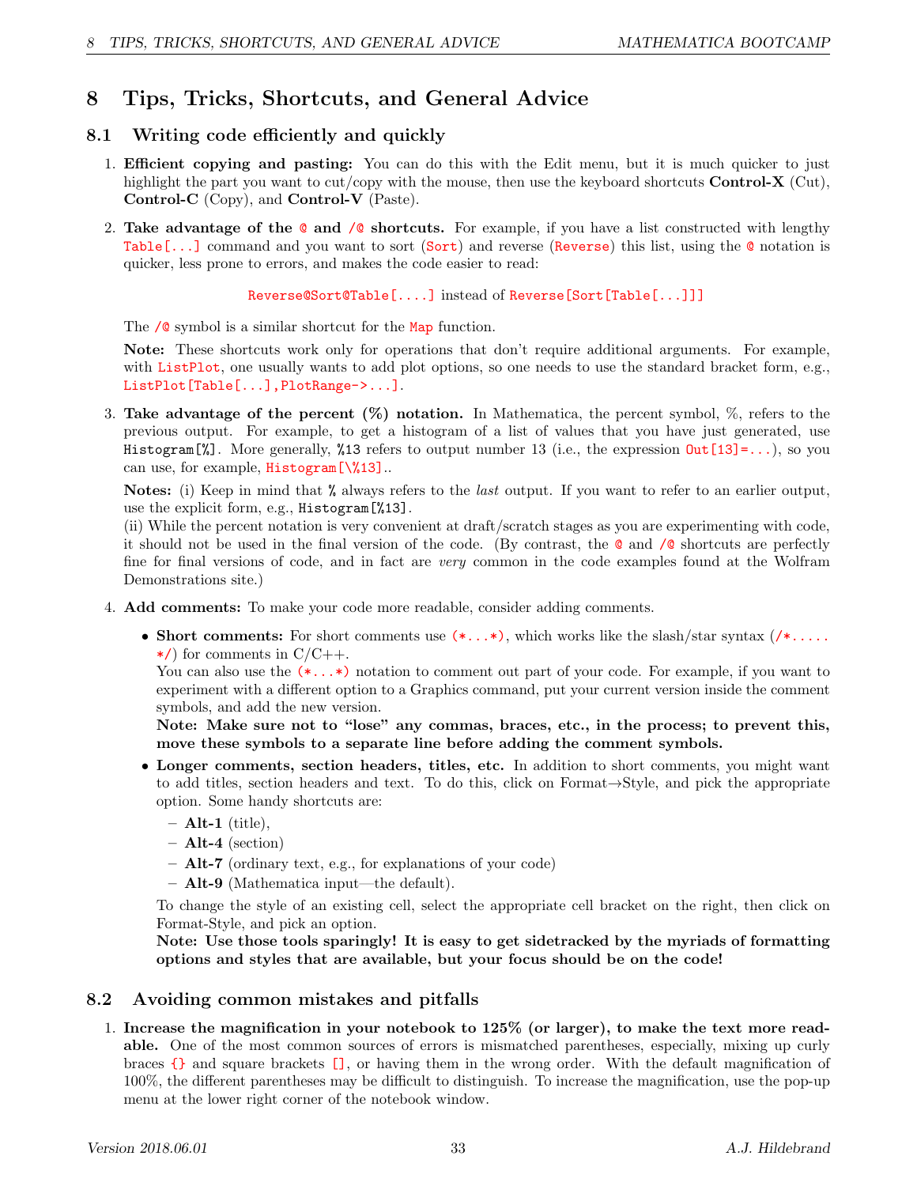# 8 Tips, Tricks, Shortcuts, and General Advice

## 8.1 Writing code efficiently and quickly

1. **Efficient copying and pasting:** You can do this with the Edit menu, but it is much quicker to just highlight the part you want to cut/copy with the mouse, then use the keyboard shortcuts **Control-X** (Cut), **Control-C** (Copy), and **Control-V** (Paste).

2. **Take advantage of the `@` and `/@` shortcuts.** For example, if you have a list constructed with lengthy `Table[...]` command and you want to sort (`Sort`) and reverse (`Reverse`) this list, using the `@` notation is quicker, less prone to errors, and makes the code easier to read:

   `Reverse@Sort@Table[....]` instead of `Reverse[Sort[Table[...]]]`

   The `/@` symbol is a similar shortcut for the `Map` function.

   **Note:** These shortcuts work only for operations that don't require additional arguments. For example, with `ListPlot`, one usually wants to add plot options, so one needs to use the standard bracket form, e.g., `ListPlot[Table[...],PlotRange->...]`.

3. **Take advantage of the percent (%) notation.** In Mathematica, the percent symbol, %, refers to the previous output. For example, to get a histogram of a list of values that you have just generated, use `Histogram[%]`. More generally, `%13` refers to output number 13 (i.e., the expression `Out[13]=...`), so you can use, for example, `Histogram[\%13]`..

   **Notes:** (i) Keep in mind that `%` always refers to the *last* output. If you want to refer to an earlier output, use the explicit form, e.g., `Histogram[%13]`.
   (ii) While the percent notation is very convenient at draft/scratch stages as you are experimenting with code, it should not be used in the final version of the code. (By contrast, the `@` and `/@` shortcuts are perfectly fine for final versions of code, and in fact are *very* common in the code examples found at the Wolfram Demonstrations site.)

4. **Add comments:** To make your code more readable, consider adding comments.

   - **Short comments:** For short comments use `(*...*)`, which works like the slash/star syntax (`/*..... */`) for comments in C/C++.
     You can also use the `(*...*)` notation to comment out part of your code. For example, if you want to experiment with a different option to a Graphics command, put your current version inside the comment symbols, and add the new version.
     **Note: Make sure not to "lose" any commas, braces, etc., in the process; to prevent this, move these symbols to a separate line before adding the comment symbols.**
   - **Longer comments, section headers, titles, etc.** In addition to short comments, you might want to add titles, section headers and text. To do this, click on Format→Style, and pick the appropriate option. Some handy shortcuts are:
     - **Alt-1** (title),
     - **Alt-4** (section)
     - **Alt-7** (ordinary text, e.g., for explanations of your code)
     - **Alt-9** (Mathematica input—the default).

     To change the style of an existing cell, select the appropriate cell bracket on the right, then click on Format-Style, and pick an option.
     **Note: Use those tools sparingly! It is easy to get sidetracked by the myriads of formatting options and styles that are available, but your focus should be on the code!**

## 8.2 Avoiding common mistakes and pitfalls

1. **Increase the magnification in your notebook to 125% (or larger), to make the text more readable.** One of the most common sources of errors is mismatched parentheses, especially, mixing up curly braces `{}` and square brackets `[]`, or having them in the wrong order. With the default magnification of 100%, the different parentheses may be difficult to distinguish. To increase the magnification, use the pop-up menu at the lower right corner of the notebook window.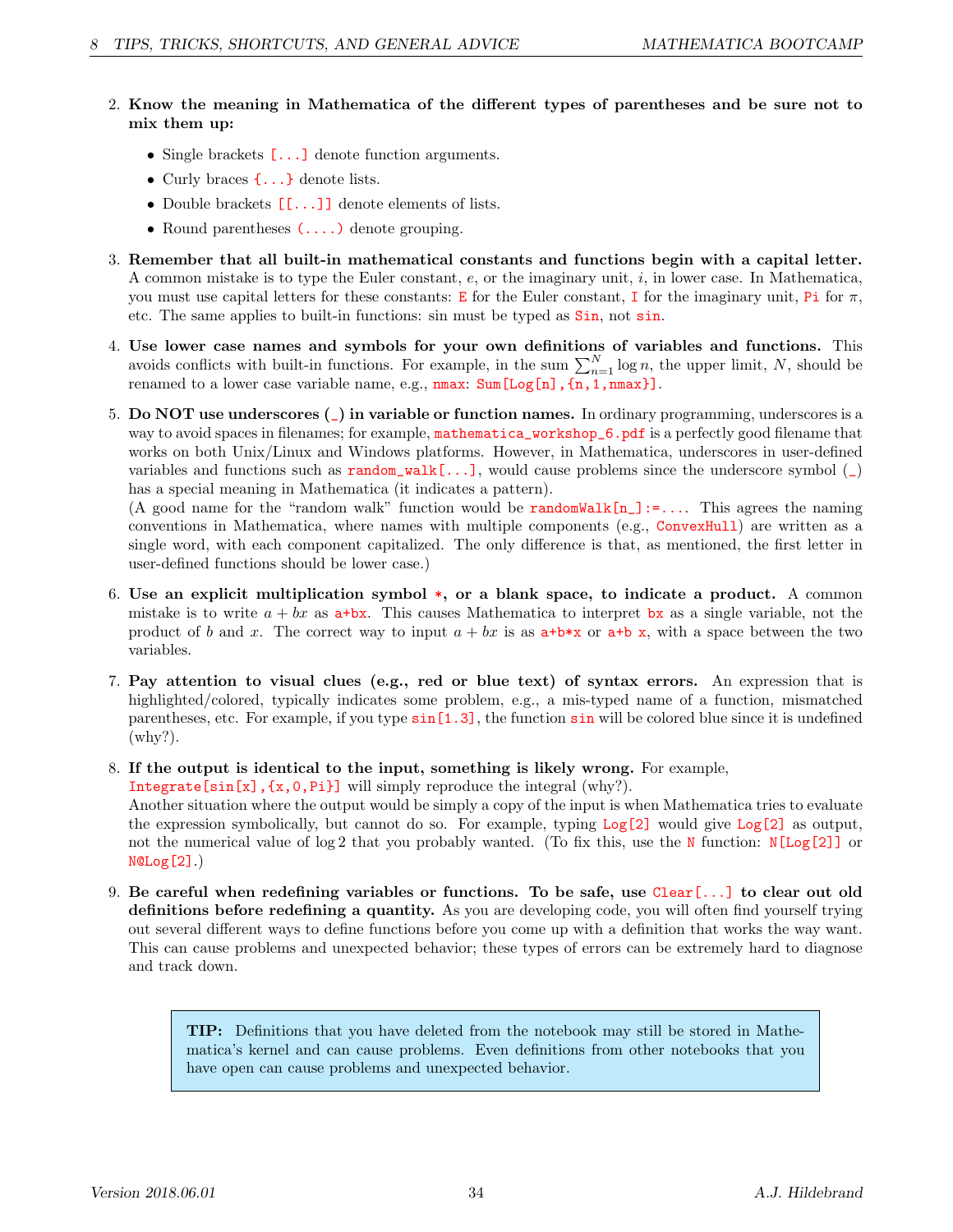2. **Know the meaning in Mathematica of the different types of parentheses and be sure not to mix them up:**
   - Single brackets `[...]` denote function arguments.
   - Curly braces `{...}` denote lists.
   - Double brackets `[[...]]` denote elements of lists.
   - Round parentheses `(....)` denote grouping.

3. **Remember that all built-in mathematical constants and functions begin with a capital letter.** A common mistake is to type the Euler constant, $e$, or the imaginary unit, $i$, in lower case. In Mathematica, you must use capital letters for these constants: `E` for the Euler constant, `I` for the imaginary unit, `Pi` for $\pi$, etc. The same applies to built-in functions: sin must be typed as `Sin`, not `sin`.

4. **Use lower case names and symbols for your own definitions of variables and functions.** This avoids conflicts with built-in functions. For example, in the sum $\sum_{n=1}^{N} \log n$, the upper limit, $N$, should be renamed to a lower case variable name, e.g., `nmax`: `Sum[Log[n],{n,1,nmax}]`.

5. **Do NOT use underscores (`_`) in variable or function names.** In ordinary programming, underscores is a way to avoid spaces in filenames; for example, `mathematica_workshop_6.pdf` is a perfectly good filename that works on both Unix/Linux and Windows platforms. However, in Mathematica, underscores in user-defined variables and functions such as `random_walk[...]`, would cause problems since the underscore symbol (`_`) has a special meaning in Mathematica (it indicates a pattern).
   (A good name for the "random walk" function would be `randomWalk[n_]:=....` This agrees the naming conventions in Mathematica, where names with multiple components (e.g., `ConvexHull`) are written as a single word, with each component capitalized. The only difference is that, as mentioned, the first letter in user-defined functions should be lower case.)

6. **Use an explicit multiplication symbol `*`, or a blank space, to indicate a product.** A common mistake is to write $a + bx$ as `a+bx`. This causes Mathematica to interpret `bx` as a single variable, not the product of $b$ and $x$. The correct way to input $a + bx$ is as `a+b*x` or `a+b x`, with a space between the two variables.

7. **Pay attention to visual clues (e.g., red or blue text) of syntax errors.** An expression that is highlighted/colored, typically indicates some problem, e.g., a mis-typed name of a function, mismatched parentheses, etc. For example, if you type `sin[1.3]`, the function `sin` will be colored blue since it is undefined (why?).

8. **If the output is identical to the input, something is likely wrong.** For example, `Integrate[sin[x],{x,0,Pi}]` will simply reproduce the integral (why?).
   Another situation where the output would be simply a copy of the input is when Mathematica tries to evaluate the expression symbolically, but cannot do so. For example, typing `Log[2]` would give `Log[2]` as output, not the numerical value of $\log 2$ that you probably wanted. (To fix this, use the `N` function: `N[Log[2]]` or `N@Log[2]`.)

9. **Be careful when redefining variables or functions. To be safe, use `Clear[...]` to clear out old definitions before redefining a quantity.** As you are developing code, you will often find yourself trying out several different ways to define functions before you come up with a definition that works the way want. This can cause problems and unexpected behavior; these types of errors can be extremely hard to diagnose and track down.

> **TIP:** Definitions that you have deleted from the notebook may still be stored in Mathematica's kernel and can cause problems. Even definitions from other notebooks that you have open can cause problems and unexpected behavior.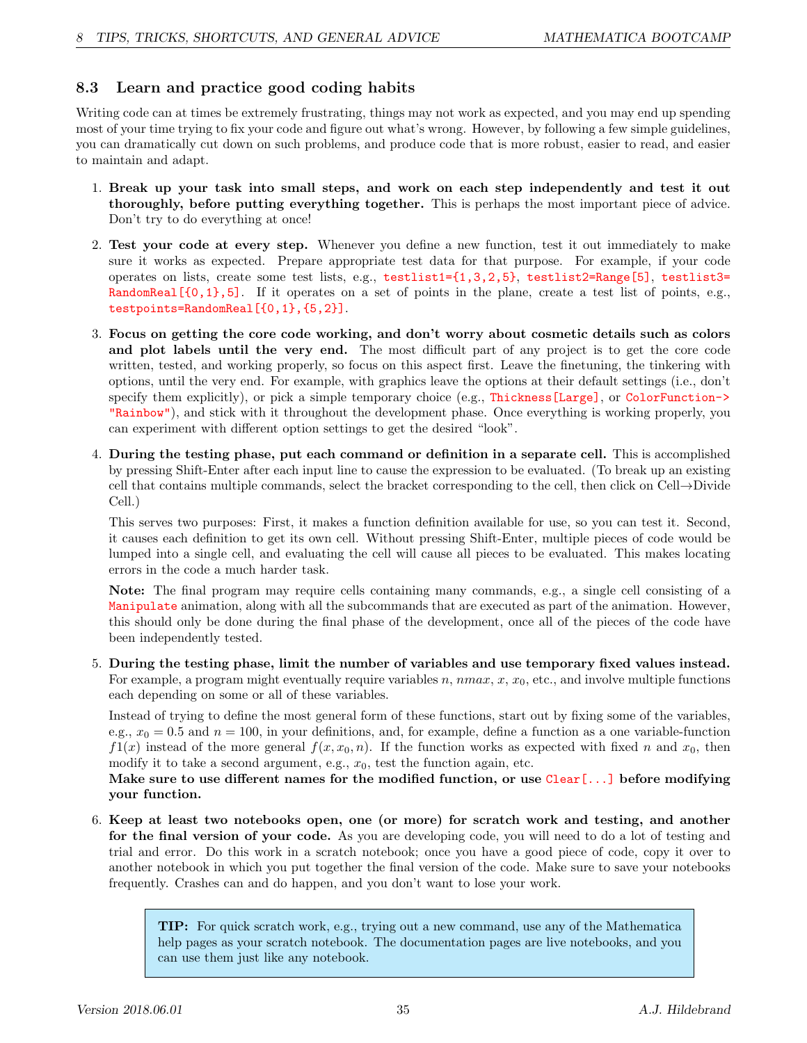### 8.3 Learn and practice good coding habits

Writing code can at times be extremely frustrating, things may not work as expected, and you may end up spending most of your time trying to fix your code and figure out what's wrong. However, by following a few simple guidelines, you can dramatically cut down on such problems, and produce code that is more robust, easier to read, and easier to maintain and adapt.

1. **Break up your task into small steps, and work on each step independently and test it out thoroughly, before putting everything together.** This is perhaps the most important piece of advice. Don't try to do everything at once!

2. **Test your code at every step.** Whenever you define a new function, test it out immediately to make sure it works as expected. Prepare appropriate test data for that purpose. For example, if your code operates on lists, create some test lists, e.g., `testlist1={1,3,2,5}`, `testlist2=Range[5]`, `testlist3=RandomReal[{0,1},5]`. If it operates on a set of points in the plane, create a test list of points, e.g., `testpoints=RandomReal[{0,1},{5,2}]`.

3. **Focus on getting the core code working, and don't worry about cosmetic details such as colors and plot labels until the very end.** The most difficult part of any project is to get the core code written, tested, and working properly, so focus on this aspect first. Leave the finetuning, the tinkering with options, until the very end. For example, with graphics leave the options at their default settings (i.e., don't specify them explicitly), or pick a simple temporary choice (e.g., `Thickness[Large]`, or `ColorFunction->"Rainbow"`), and stick with it throughout the development phase. Once everything is working properly, you can experiment with different option settings to get the desired "look".

4. **During the testing phase, put each command or definition in a separate cell.** This is accomplished by pressing Shift-Enter after each input line to cause the expression to be evaluated. (To break up an existing cell that contains multiple commands, select the bracket corresponding to the cell, then click on Cell→Divide Cell.)

   This serves two purposes: First, it makes a function definition available for use, so you can test it. Second, it causes each definition to get its own cell. Without pressing Shift-Enter, multiple pieces of code would be lumped into a single cell, and evaluating the cell will cause all pieces to be evaluated. This makes locating errors in the code a much harder task.

   **Note:** The final program may require cells containing many commands, e.g., a single cell consisting of a `Manipulate` animation, along with all the subcommands that are executed as part of the animation. However, this should only be done during the final phase of the development, once all of the pieces of the code have been independently tested.

5. **During the testing phase, limit the number of variables and use temporary fixed values instead.** For example, a program might eventually require variables $n$, $nmax$, $x$, $x_0$, etc., and involve multiple functions each depending on some or all of these variables.

   Instead of trying to define the most general form of these functions, start out by fixing some of the variables, e.g., $x_0 = 0.5$ and $n = 100$, in your definitions, and, for example, define a function as a one variable-function $f1(x)$ instead of the more general $f(x, x_0, n)$. If the function works as expected with fixed $n$ and $x_0$, then modify it to take a second argument, e.g., $x_0$, test the function again, etc.
   **Make sure to use different names for the modified function, or use `Clear[...]` before modifying your function.**

6. **Keep at least two notebooks open, one (or more) for scratch work and testing, and another for the final version of your code.** As you are developing code, you will need to do a lot of testing and trial and error. Do this work in a scratch notebook; once you have a good piece of code, copy it over to another notebook in which you put together the final version of the code. Make sure to save your notebooks frequently. Crashes can and do happen, and you don't want to lose your work.

> **TIP:** For quick scratch work, e.g., trying out a new command, use any of the Mathematica help pages as your scratch notebook. The documentation pages are live notebooks, and you can use them just like any notebook.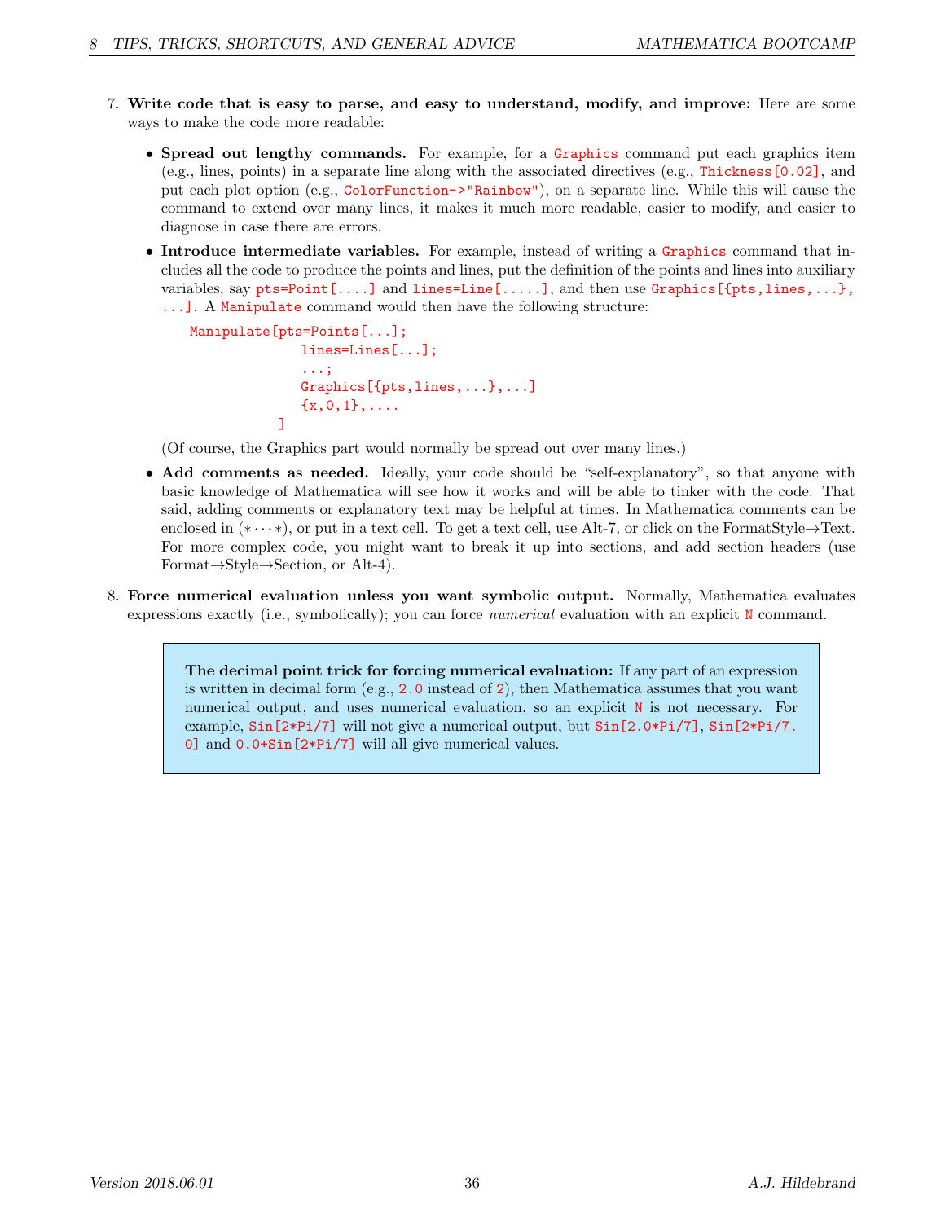7. **Write code that is easy to parse, and easy to understand, modify, and improve:** Here are some ways to make the code more readable:

   - **Spread out lengthy commands.** For example, for a `Graphics` command put each graphics item (e.g., lines, points) in a separate line along with the associated directives (e.g., `Thickness[0.02]`, and put each plot option (e.g., `ColorFunction->"Rainbow"`), on a separate line. While this will cause the command to extend over many lines, it makes it much more readable, easier to modify, and easier to diagnose in case there are errors.

   - **Introduce intermediate variables.** For example, instead of writing a `Graphics` command that includes all the code to produce the points and lines, put the definition of the points and lines into auxiliary variables, say `pts=Point[....]` and `lines=Line[.....]`, and then use `Graphics[{pts,lines,...}, ...]`. A `Manipulate` command would then have the following structure:

     ```
     Manipulate[pts=Points[...];
                lines=Lines[...];
                ...;
                Graphics[{pts,lines,...},...]
                {x,0,1},....
               ]
     ```

     (Of course, the Graphics part would normally be spread out over many lines.)

   - **Add comments as needed.** Ideally, your code should be "self-explanatory", so that anyone with basic knowledge of Mathematica will see how it works and will be able to tinker with the code. That said, adding comments or explanatory text may be helpful at times. In Mathematica comments can be enclosed in (∗ · · · ∗), or put in a text cell. To get a text cell, use Alt-7, or click on the FormatStyle→Text. For more complex code, you might want to break it up into sections, and add section headers (use Format→Style→Section, or Alt-4).

8. **Force numerical evaluation unless you want symbolic output.** Normally, Mathematica evaluates expressions exactly (i.e., symbolically); you can force *numerical* evaluation with an explicit `N` command.

> **The decimal point trick for forcing numerical evaluation:** If any part of an expression is written in decimal form (e.g., `2.0` instead of `2`), then Mathematica assumes that you want numerical output, and uses numerical evaluation, so an explicit `N` is not necessary. For example, `Sin[2*Pi/7]` will not give a numerical output, but `Sin[2.0*Pi/7]`, `Sin[2*Pi/7.0]` and `0.0+Sin[2*Pi/7]` will all give numerical values.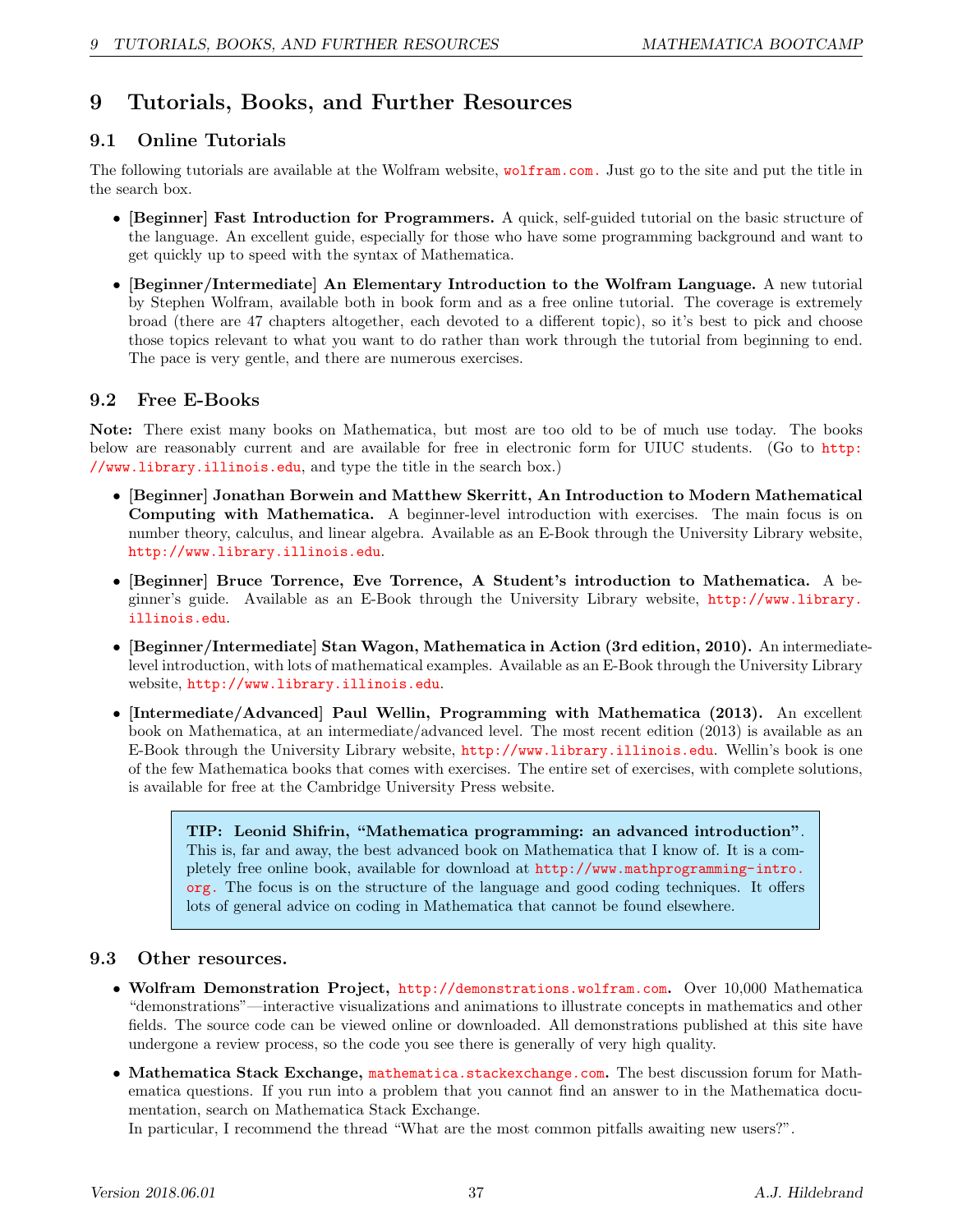# 9 Tutorials, Books, and Further Resources

## 9.1 Online Tutorials

The following tutorials are available at the Wolfram website, wolfram.com. Just go to the site and put the title in the search box.

- **[Beginner] Fast Introduction for Programmers.** A quick, self-guided tutorial on the basic structure of the language. An excellent guide, especially for those who have some programming background and want to get quickly up to speed with the syntax of Mathematica.
- **[Beginner/Intermediate] An Elementary Introduction to the Wolfram Language.** A new tutorial by Stephen Wolfram, available both in book form and as a free online tutorial. The coverage is extremely broad (there are 47 chapters altogether, each devoted to a different topic), so it's best to pick and choose those topics relevant to what you want to do rather than work through the tutorial from beginning to end. The pace is very gentle, and there are numerous exercises.

## 9.2 Free E-Books

**Note:** There exist many books on Mathematica, but most are too old to be of much use today. The books below are reasonably current and are available for free in electronic form for UIUC students. (Go to http://www.library.illinois.edu, and type the title in the search box.)

- **[Beginner] Jonathan Borwein and Matthew Skerritt, An Introduction to Modern Mathematical Computing with Mathematica.** A beginner-level introduction with exercises. The main focus is on number theory, calculus, and linear algebra. Available as an E-Book through the University Library website, http://www.library.illinois.edu.
- **[Beginner] Bruce Torrence, Eve Torrence, A Student's introduction to Mathematica.** A beginner's guide. Available as an E-Book through the University Library website, http://www.library.illinois.edu.
- **[Beginner/Intermediate] Stan Wagon, Mathematica in Action (3rd edition, 2010).** An intermediate-level introduction, with lots of mathematical examples. Available as an E-Book through the University Library website, http://www.library.illinois.edu.
- **[Intermediate/Advanced] Paul Wellin, Programming with Mathematica (2013).** An excellent book on Mathematica, at an intermediate/advanced level. The most recent edition (2013) is available as an E-Book through the University Library website, http://www.library.illinois.edu. Wellin's book is one of the few Mathematica books that comes with exercises. The entire set of exercises, with complete solutions, is available for free at the Cambridge University Press website.

> **TIP: Leonid Shifrin, "Mathematica programming: an advanced introduction".** This is, far and away, the best advanced book on Mathematica that I know of. It is a completely free online book, available for download at http://www.mathprogramming-intro.org. The focus is on the structure of the language and good coding techniques. It offers lots of general advice on coding in Mathematica that cannot be found elsewhere.

## 9.3 Other resources.

- **Wolfram Demonstration Project, http://demonstrations.wolfram.com.** Over 10,000 Mathematica "demonstrations"—interactive visualizations and animations to illustrate concepts in mathematics and other fields. The source code can be viewed online or downloaded. All demonstrations published at this site have undergone a review process, so the code you see there is generally of very high quality.
- **Mathematica Stack Exchange, mathematica.stackexchange.com.** The best discussion forum for Mathematica questions. If you run into a problem that you cannot find an answer to in the Mathematica documentation, search on Mathematica Stack Exchange.
  In particular, I recommend the thread "What are the most common pitfalls awaiting new users?".